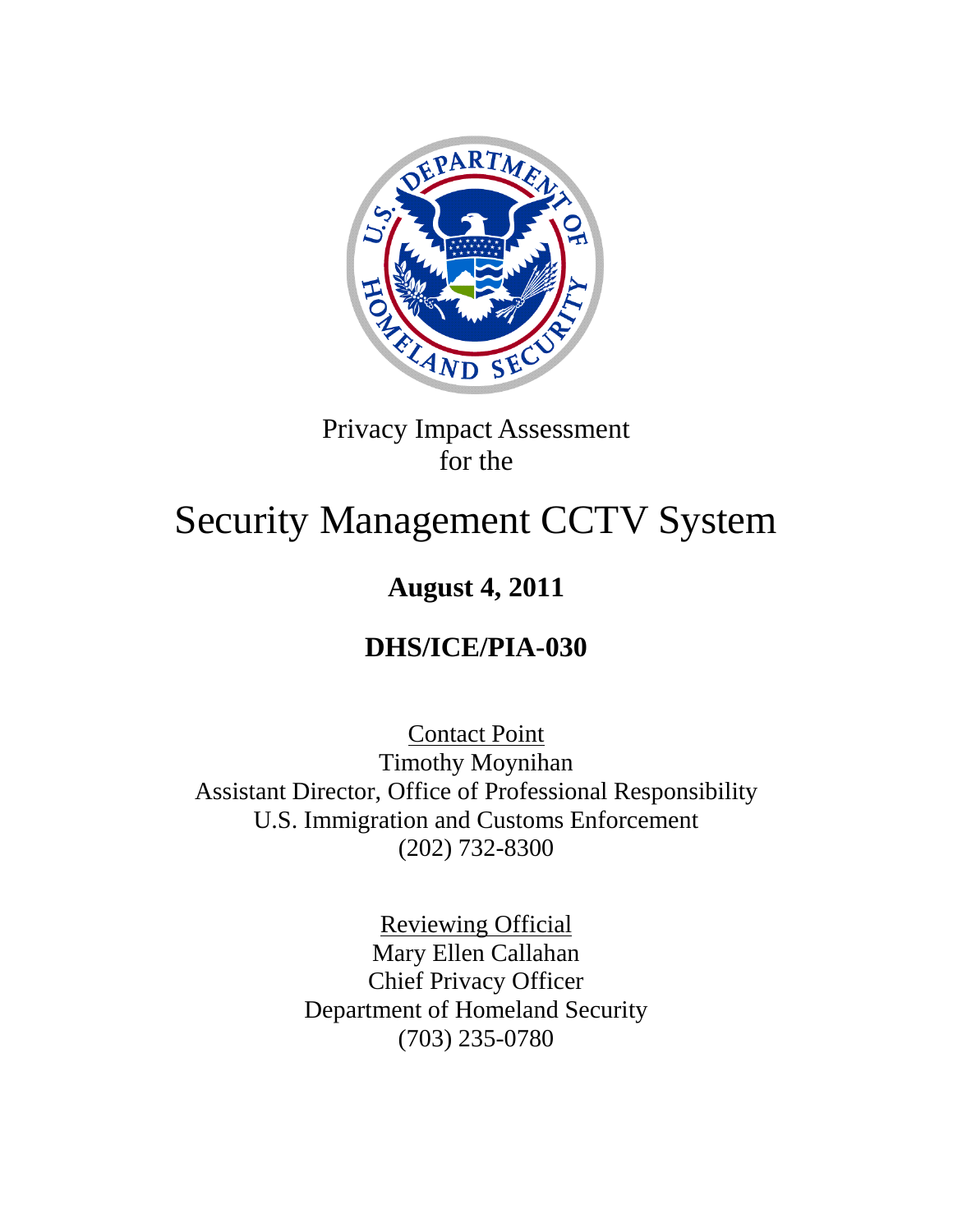Privacy Impact Assessment
for the

# Security Management CCTV System

**August 4, 2011**

**DHS/ICE/PIA-030**

Contact Point
Timothy Moynihan
Assistant Director, Office of Professional Responsibility
U.S. Immigration and Customs Enforcement
(202) 732-8300

Reviewing Official
Mary Ellen Callahan
Chief Privacy Officer
Department of Homeland Security
(703) 235-0780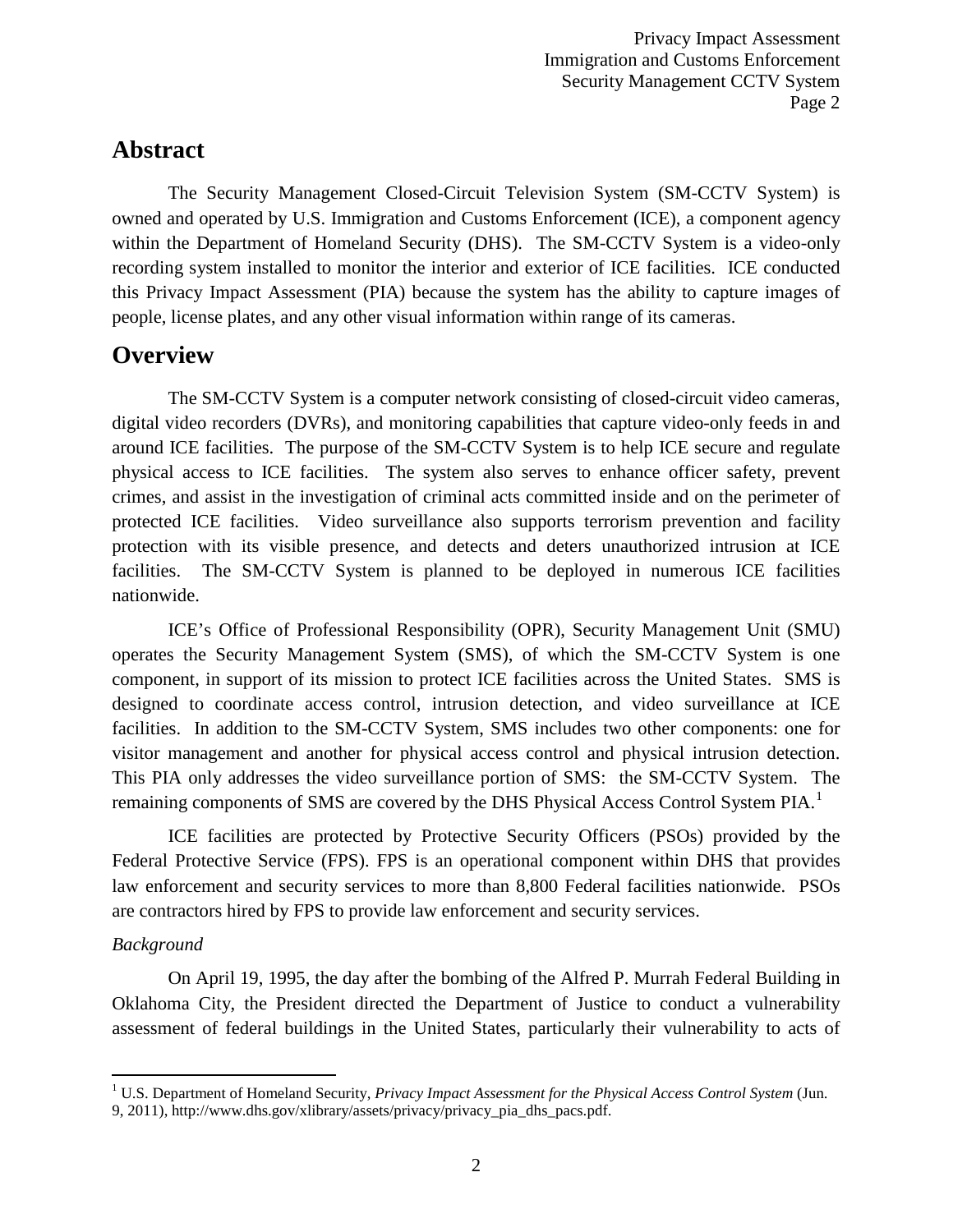## Abstract

The Security Management Closed-Circuit Television System (SM-CCTV System) is owned and operated by U.S. Immigration and Customs Enforcement (ICE), a component agency within the Department of Homeland Security (DHS). The SM-CCTV System is a video-only recording system installed to monitor the interior and exterior of ICE facilities. ICE conducted this Privacy Impact Assessment (PIA) because the system has the ability to capture images of people, license plates, and any other visual information within range of its cameras.

## Overview

The SM-CCTV System is a computer network consisting of closed-circuit video cameras, digital video recorders (DVRs), and monitoring capabilities that capture video-only feeds in and around ICE facilities. The purpose of the SM-CCTV System is to help ICE secure and regulate physical access to ICE facilities. The system also serves to enhance officer safety, prevent crimes, and assist in the investigation of criminal acts committed inside and on the perimeter of protected ICE facilities. Video surveillance also supports terrorism prevention and facility protection with its visible presence, and detects and deters unauthorized intrusion at ICE facilities. The SM-CCTV System is planned to be deployed in numerous ICE facilities nationwide.

ICE's Office of Professional Responsibility (OPR), Security Management Unit (SMU) operates the Security Management System (SMS), of which the SM-CCTV System is one component, in support of its mission to protect ICE facilities across the United States. SMS is designed to coordinate access control, intrusion detection, and video surveillance at ICE facilities. In addition to the SM-CCTV System, SMS includes two other components: one for visitor management and another for physical access control and physical intrusion detection. This PIA only addresses the video surveillance portion of SMS: the SM-CCTV System. The remaining components of SMS are covered by the DHS Physical Access Control System PIA.[1]

ICE facilities are protected by Protective Security Officers (PSOs) provided by the Federal Protective Service (FPS). FPS is an operational component within DHS that provides law enforcement and security services to more than 8,800 Federal facilities nationwide. PSOs are contractors hired by FPS to provide law enforcement and security services.

*Background*

On April 19, 1995, the day after the bombing of the Alfred P. Murrah Federal Building in Oklahoma City, the President directed the Department of Justice to conduct a vulnerability assessment of federal buildings in the United States, particularly their vulnerability to acts of

---

[1] U.S. Department of Homeland Security, *Privacy Impact Assessment for the Physical Access Control System* (Jun. 9, 2011), http://www.dhs.gov/xlibrary/assets/privacy/privacy_pia_dhs_pacs.pdf.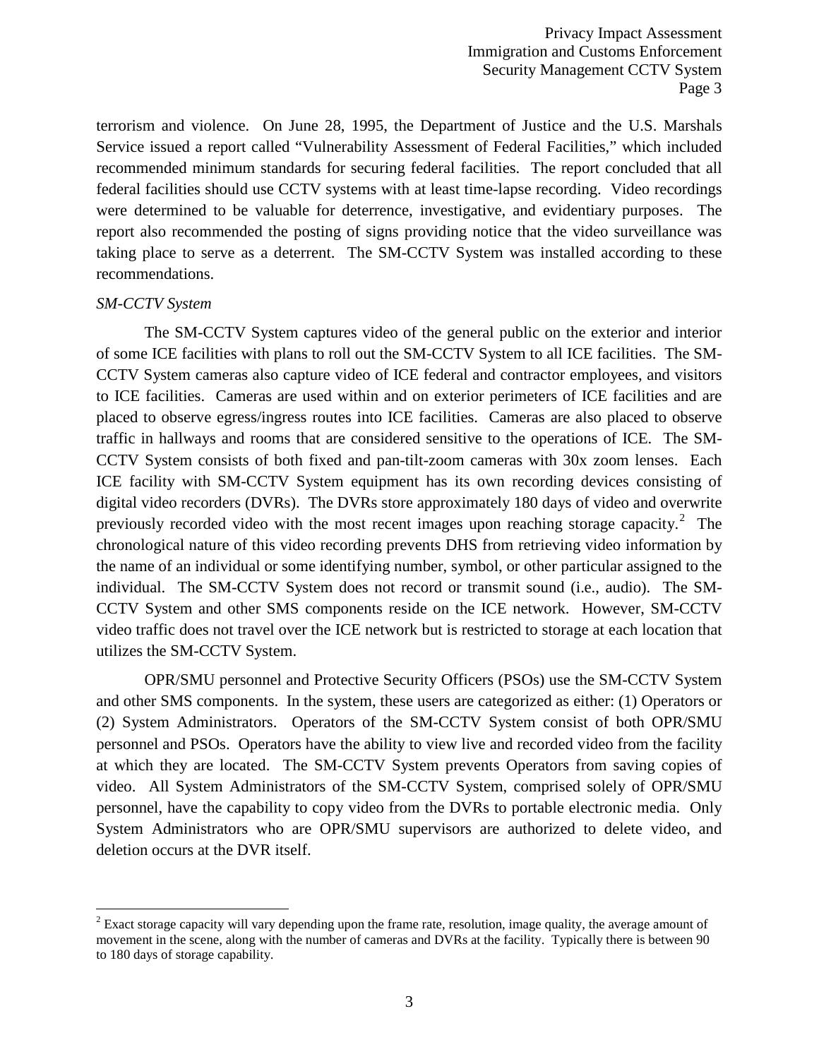terrorism and violence. On June 28, 1995, the Department of Justice and the U.S. Marshals Service issued a report called "Vulnerability Assessment of Federal Facilities," which included recommended minimum standards for securing federal facilities. The report concluded that all federal facilities should use CCTV systems with at least time-lapse recording. Video recordings were determined to be valuable for deterrence, investigative, and evidentiary purposes. The report also recommended the posting of signs providing notice that the video surveillance was taking place to serve as a deterrent. The SM-CCTV System was installed according to these recommendations.

*SM-CCTV System*

The SM-CCTV System captures video of the general public on the exterior and interior of some ICE facilities with plans to roll out the SM-CCTV System to all ICE facilities. The SM-CCTV System cameras also capture video of ICE federal and contractor employees, and visitors to ICE facilities. Cameras are used within and on exterior perimeters of ICE facilities and are placed to observe egress/ingress routes into ICE facilities. Cameras are also placed to observe traffic in hallways and rooms that are considered sensitive to the operations of ICE. The SM-CCTV System consists of both fixed and pan-tilt-zoom cameras with 30x zoom lenses. Each ICE facility with SM-CCTV System equipment has its own recording devices consisting of digital video recorders (DVRs). The DVRs store approximately 180 days of video and overwrite previously recorded video with the most recent images upon reaching storage capacity.[2] The chronological nature of this video recording prevents DHS from retrieving video information by the name of an individual or some identifying number, symbol, or other particular assigned to the individual. The SM-CCTV System does not record or transmit sound (i.e., audio). The SM-CCTV System and other SMS components reside on the ICE network. However, SM-CCTV video traffic does not travel over the ICE network but is restricted to storage at each location that utilizes the SM-CCTV System.

OPR/SMU personnel and Protective Security Officers (PSOs) use the SM-CCTV System and other SMS components. In the system, these users are categorized as either: (1) Operators or (2) System Administrators. Operators of the SM-CCTV System consist of both OPR/SMU personnel and PSOs. Operators have the ability to view live and recorded video from the facility at which they are located. The SM-CCTV System prevents Operators from saving copies of video. All System Administrators of the SM-CCTV System, comprised solely of OPR/SMU personnel, have the capability to copy video from the DVRs to portable electronic media. Only System Administrators who are OPR/SMU supervisors are authorized to delete video, and deletion occurs at the DVR itself.

---

[2] Exact storage capacity will vary depending upon the frame rate, resolution, image quality, the average amount of movement in the scene, along with the number of cameras and DVRs at the facility. Typically there is between 90 to 180 days of storage capability.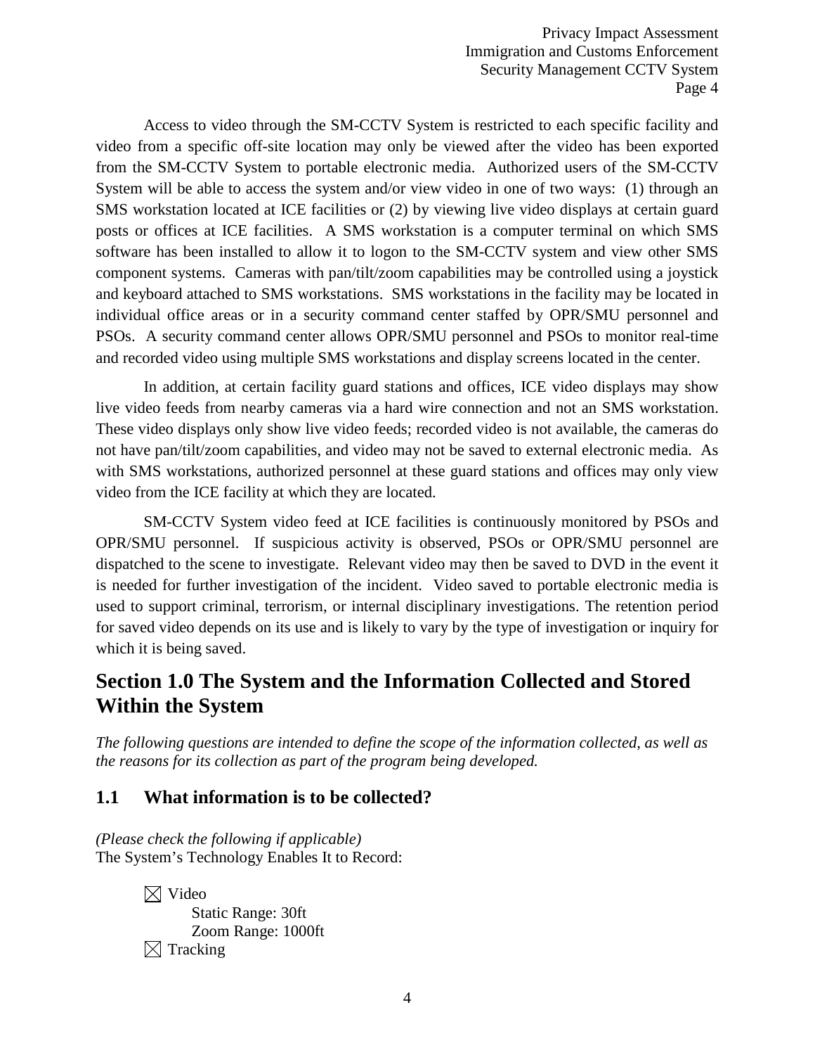Access to video through the SM-CCTV System is restricted to each specific facility and video from a specific off-site location may only be viewed after the video has been exported from the SM-CCTV System to portable electronic media. Authorized users of the SM-CCTV System will be able to access the system and/or view video in one of two ways: (1) through an SMS workstation located at ICE facilities or (2) by viewing live video displays at certain guard posts or offices at ICE facilities. A SMS workstation is a computer terminal on which SMS software has been installed to allow it to logon to the SM-CCTV system and view other SMS component systems. Cameras with pan/tilt/zoom capabilities may be controlled using a joystick and keyboard attached to SMS workstations. SMS workstations in the facility may be located in individual office areas or in a security command center staffed by OPR/SMU personnel and PSOs. A security command center allows OPR/SMU personnel and PSOs to monitor real-time and recorded video using multiple SMS workstations and display screens located in the center.

In addition, at certain facility guard stations and offices, ICE video displays may show live video feeds from nearby cameras via a hard wire connection and not an SMS workstation. These video displays only show live video feeds; recorded video is not available, the cameras do not have pan/tilt/zoom capabilities, and video may not be saved to external electronic media. As with SMS workstations, authorized personnel at these guard stations and offices may only view video from the ICE facility at which they are located.

SM-CCTV System video feed at ICE facilities is continuously monitored by PSOs and OPR/SMU personnel. If suspicious activity is observed, PSOs or OPR/SMU personnel are dispatched to the scene to investigate. Relevant video may then be saved to DVD in the event it is needed for further investigation of the incident. Video saved to portable electronic media is used to support criminal, terrorism, or internal disciplinary investigations. The retention period for saved video depends on its use and is likely to vary by the type of investigation or inquiry for which it is being saved.

# Section 1.0 The System and the Information Collected and Stored Within the System

*The following questions are intended to define the scope of the information collected, as well as the reasons for its collection as part of the program being developed.*

## 1.1 What information is to be collected?

*(Please check the following if applicable)*
The System's Technology Enables It to Record:

☒ Video
  Static Range: 30ft
  Zoom Range: 1000ft
☒ Tracking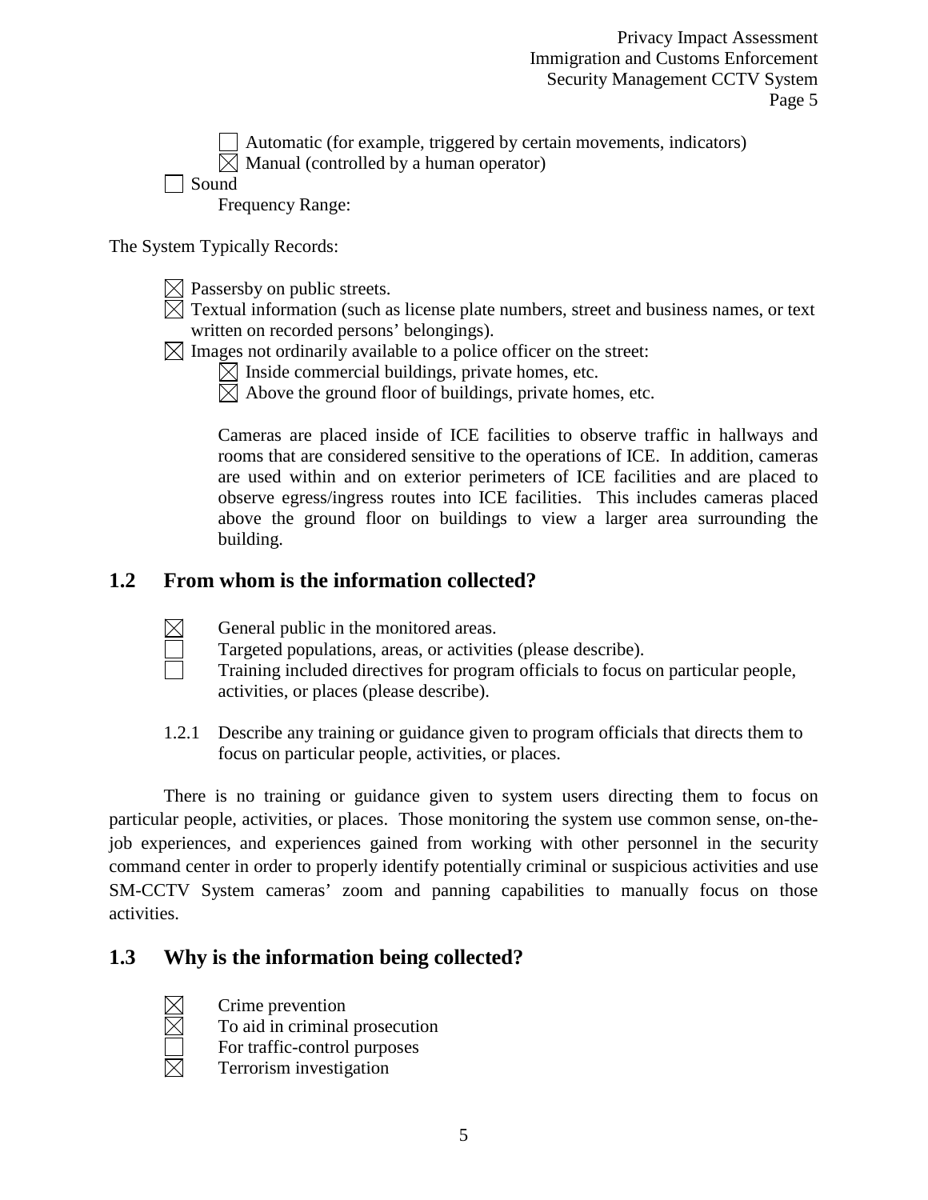- [ ] Automatic (for example, triggered by certain movements, indicators)
- [x] Manual (controlled by a human operator)

- [ ] Sound

Frequency Range:

The System Typically Records:

- [x] Passersby on public streets.
- [x] Textual information (such as license plate numbers, street and business names, or text written on recorded persons' belongings).
- [x] Images not ordinarily available to a police officer on the street:
  - [x] Inside commercial buildings, private homes, etc.
  - [x] Above the ground floor of buildings, private homes, etc.

  Cameras are placed inside of ICE facilities to observe traffic in hallways and rooms that are considered sensitive to the operations of ICE. In addition, cameras are used within and on exterior perimeters of ICE facilities and are placed to observe egress/ingress routes into ICE facilities. This includes cameras placed above the ground floor on buildings to view a larger area surrounding the building.

## 1.2 From whom is the information collected?

- [x] General public in the monitored areas.
- [ ] Targeted populations, areas, or activities (please describe).
- [ ] Training included directives for program officials to focus on particular people, activities, or places (please describe).

1.2.1 Describe any training or guidance given to program officials that directs them to focus on particular people, activities, or places.

There is no training or guidance given to system users directing them to focus on particular people, activities, or places. Those monitoring the system use common sense, on-the-job experiences, and experiences gained from working with other personnel in the security command center in order to properly identify potentially criminal or suspicious activities and use SM-CCTV System cameras' zoom and panning capabilities to manually focus on those activities.

## 1.3 Why is the information being collected?

- [x] Crime prevention
- [x] To aid in criminal prosecution
- [ ] For traffic-control purposes
- [x] Terrorism investigation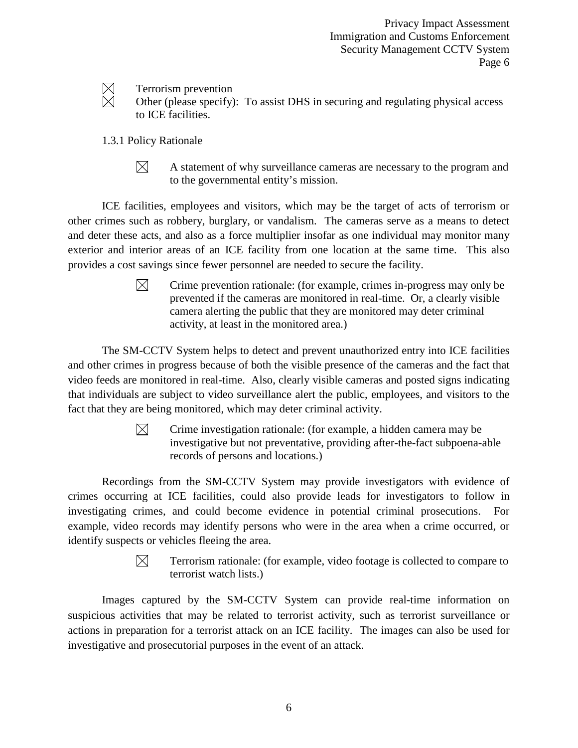☒ Terrorism prevention
☒ Other (please specify): To assist DHS in securing and regulating physical access to ICE facilities.

1.3.1 Policy Rationale

☒ A statement of why surveillance cameras are necessary to the program and to the governmental entity's mission.

ICE facilities, employees and visitors, which may be the target of acts of terrorism or other crimes such as robbery, burglary, or vandalism. The cameras serve as a means to detect and deter these acts, and also as a force multiplier insofar as one individual may monitor many exterior and interior areas of an ICE facility from one location at the same time. This also provides a cost savings since fewer personnel are needed to secure the facility.

☒ Crime prevention rationale: (for example, crimes in-progress may only be prevented if the cameras are monitored in real-time. Or, a clearly visible camera alerting the public that they are monitored may deter criminal activity, at least in the monitored area.)

The SM-CCTV System helps to detect and prevent unauthorized entry into ICE facilities and other crimes in progress because of both the visible presence of the cameras and the fact that video feeds are monitored in real-time. Also, clearly visible cameras and posted signs indicating that individuals are subject to video surveillance alert the public, employees, and visitors to the fact that they are being monitored, which may deter criminal activity.

☒ Crime investigation rationale: (for example, a hidden camera may be investigative but not preventative, providing after-the-fact subpoena-able records of persons and locations.)

Recordings from the SM-CCTV System may provide investigators with evidence of crimes occurring at ICE facilities, could also provide leads for investigators to follow in investigating crimes, and could become evidence in potential criminal prosecutions. For example, video records may identify persons who were in the area when a crime occurred, or identify suspects or vehicles fleeing the area.

☒ Terrorism rationale: (for example, video footage is collected to compare to terrorist watch lists.)

Images captured by the SM-CCTV System can provide real-time information on suspicious activities that may be related to terrorist activity, such as terrorist surveillance or actions in preparation for a terrorist attack on an ICE facility. The images can also be used for investigative and prosecutorial purposes in the event of an attack.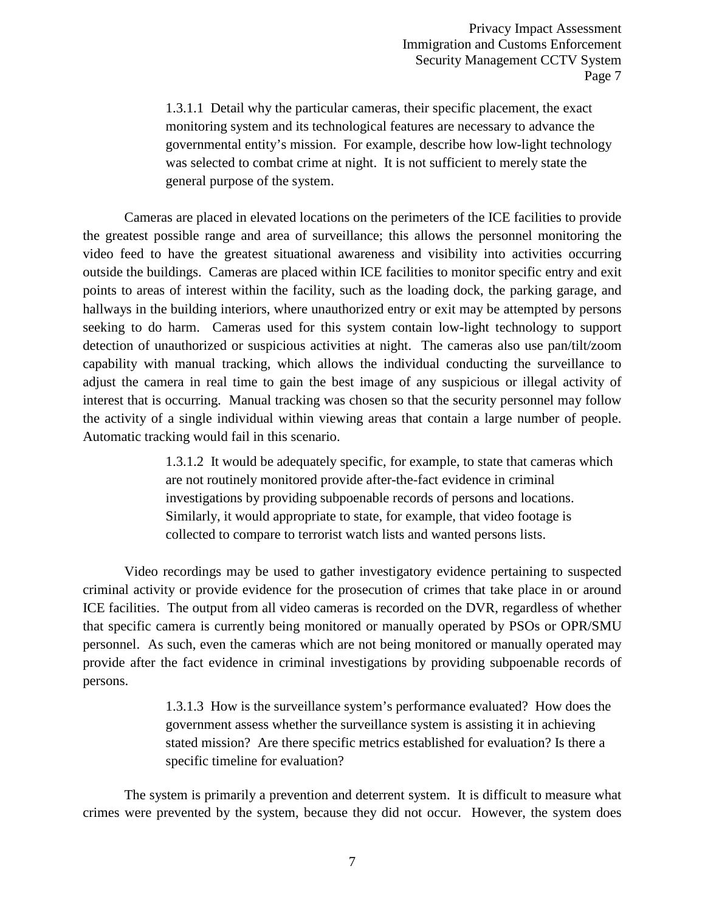> 1.3.1.1 Detail why the particular cameras, their specific placement, the exact monitoring system and its technological features are necessary to advance the governmental entity's mission. For example, describe how low-light technology was selected to combat crime at night. It is not sufficient to merely state the general purpose of the system.

Cameras are placed in elevated locations on the perimeters of the ICE facilities to provide the greatest possible range and area of surveillance; this allows the personnel monitoring the video feed to have the greatest situational awareness and visibility into activities occurring outside the buildings. Cameras are placed within ICE facilities to monitor specific entry and exit points to areas of interest within the facility, such as the loading dock, the parking garage, and hallways in the building interiors, where unauthorized entry or exit may be attempted by persons seeking to do harm. Cameras used for this system contain low-light technology to support detection of unauthorized or suspicious activities at night. The cameras also use pan/tilt/zoom capability with manual tracking, which allows the individual conducting the surveillance to adjust the camera in real time to gain the best image of any suspicious or illegal activity of interest that is occurring. Manual tracking was chosen so that the security personnel may follow the activity of a single individual within viewing areas that contain a large number of people. Automatic tracking would fail in this scenario.

> 1.3.1.2 It would be adequately specific, for example, to state that cameras which are not routinely monitored provide after-the-fact evidence in criminal investigations by providing subpoenable records of persons and locations. Similarly, it would appropriate to state, for example, that video footage is collected to compare to terrorist watch lists and wanted persons lists.

Video recordings may be used to gather investigatory evidence pertaining to suspected criminal activity or provide evidence for the prosecution of crimes that take place in or around ICE facilities. The output from all video cameras is recorded on the DVR, regardless of whether that specific camera is currently being monitored or manually operated by PSOs or OPR/SMU personnel. As such, even the cameras which are not being monitored or manually operated may provide after the fact evidence in criminal investigations by providing subpoenable records of persons.

> 1.3.1.3 How is the surveillance system's performance evaluated? How does the government assess whether the surveillance system is assisting it in achieving stated mission? Are there specific metrics established for evaluation? Is there a specific timeline for evaluation?

The system is primarily a prevention and deterrent system. It is difficult to measure what crimes were prevented by the system, because they did not occur. However, the system does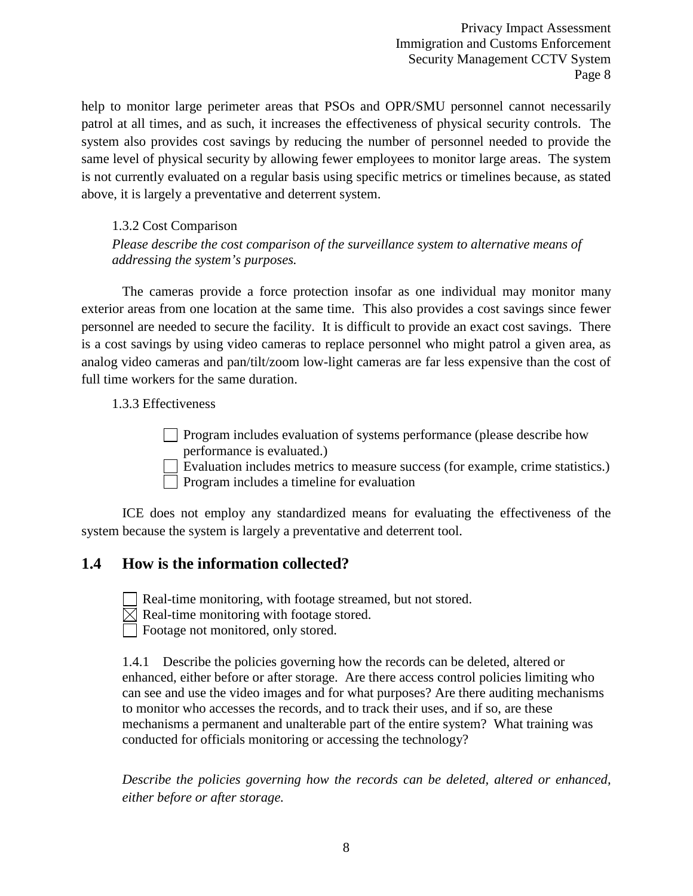help to monitor large perimeter areas that PSOs and OPR/SMU personnel cannot necessarily patrol at all times, and as such, it increases the effectiveness of physical security controls. The system also provides cost savings by reducing the number of personnel needed to provide the same level of physical security by allowing fewer employees to monitor large areas. The system is not currently evaluated on a regular basis using specific metrics or timelines because, as stated above, it is largely a preventative and deterrent system.

1.3.2 Cost Comparison

*Please describe the cost comparison of the surveillance system to alternative means of addressing the system's purposes.*

The cameras provide a force protection insofar as one individual may monitor many exterior areas from one location at the same time. This also provides a cost savings since fewer personnel are needed to secure the facility. It is difficult to provide an exact cost savings. There is a cost savings by using video cameras to replace personnel who might patrol a given area, as analog video cameras and pan/tilt/zoom low-light cameras are far less expensive than the cost of full time workers for the same duration.

1.3.3 Effectiveness

- ☐ Program includes evaluation of systems performance (please describe how performance is evaluated.)
- ☐ Evaluation includes metrics to measure success (for example, crime statistics.)
- ☐ Program includes a timeline for evaluation

ICE does not employ any standardized means for evaluating the effectiveness of the system because the system is largely a preventative and deterrent tool.

## 1.4 How is the information collected?

- ☐ Real-time monitoring, with footage streamed, but not stored.
- ☒ Real-time monitoring with footage stored.
- ☐ Footage not monitored, only stored.

1.4.1 Describe the policies governing how the records can be deleted, altered or enhanced, either before or after storage. Are there access control policies limiting who can see and use the video images and for what purposes? Are there auditing mechanisms to monitor who accesses the records, and to track their uses, and if so, are these mechanisms a permanent and unalterable part of the entire system? What training was conducted for officials monitoring or accessing the technology?

*Describe the policies governing how the records can be deleted, altered or enhanced, either before or after storage.*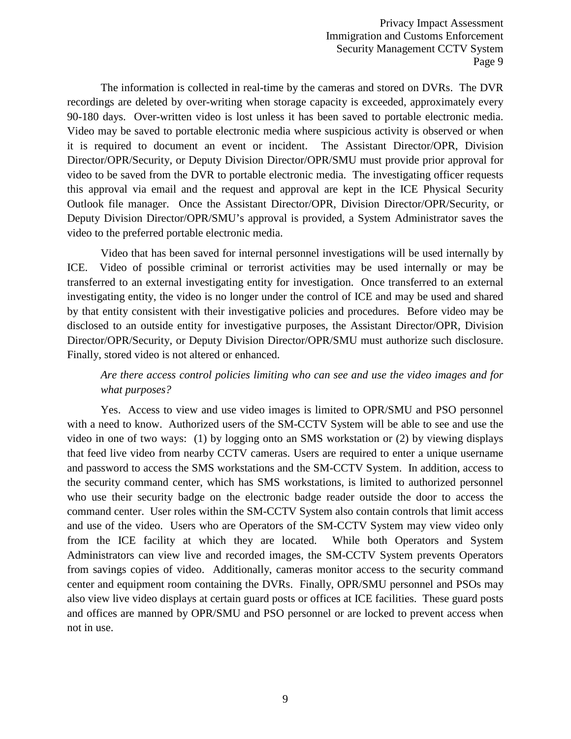The information is collected in real-time by the cameras and stored on DVRs. The DVR recordings are deleted by over-writing when storage capacity is exceeded, approximately every 90-180 days. Over-written video is lost unless it has been saved to portable electronic media. Video may be saved to portable electronic media where suspicious activity is observed or when it is required to document an event or incident. The Assistant Director/OPR, Division Director/OPR/Security, or Deputy Division Director/OPR/SMU must provide prior approval for video to be saved from the DVR to portable electronic media. The investigating officer requests this approval via email and the request and approval are kept in the ICE Physical Security Outlook file manager. Once the Assistant Director/OPR, Division Director/OPR/Security, or Deputy Division Director/OPR/SMU's approval is provided, a System Administrator saves the video to the preferred portable electronic media.

Video that has been saved for internal personnel investigations will be used internally by ICE. Video of possible criminal or terrorist activities may be used internally or may be transferred to an external investigating entity for investigation. Once transferred to an external investigating entity, the video is no longer under the control of ICE and may be used and shared by that entity consistent with their investigative policies and procedures. Before video may be disclosed to an outside entity for investigative purposes, the Assistant Director/OPR, Division Director/OPR/Security, or Deputy Division Director/OPR/SMU must authorize such disclosure. Finally, stored video is not altered or enhanced.

*Are there access control policies limiting who can see and use the video images and for what purposes?*

Yes. Access to view and use video images is limited to OPR/SMU and PSO personnel with a need to know. Authorized users of the SM-CCTV System will be able to see and use the video in one of two ways: (1) by logging onto an SMS workstation or (2) by viewing displays that feed live video from nearby CCTV cameras. Users are required to enter a unique username and password to access the SMS workstations and the SM-CCTV System. In addition, access to the security command center, which has SMS workstations, is limited to authorized personnel who use their security badge on the electronic badge reader outside the door to access the command center. User roles within the SM-CCTV System also contain controls that limit access and use of the video. Users who are Operators of the SM-CCTV System may view video only from the ICE facility at which they are located. While both Operators and System Administrators can view live and recorded images, the SM-CCTV System prevents Operators from savings copies of video. Additionally, cameras monitor access to the security command center and equipment room containing the DVRs. Finally, OPR/SMU personnel and PSOs may also view live video displays at certain guard posts or offices at ICE facilities. These guard posts and offices are manned by OPR/SMU and PSO personnel or are locked to prevent access when not in use.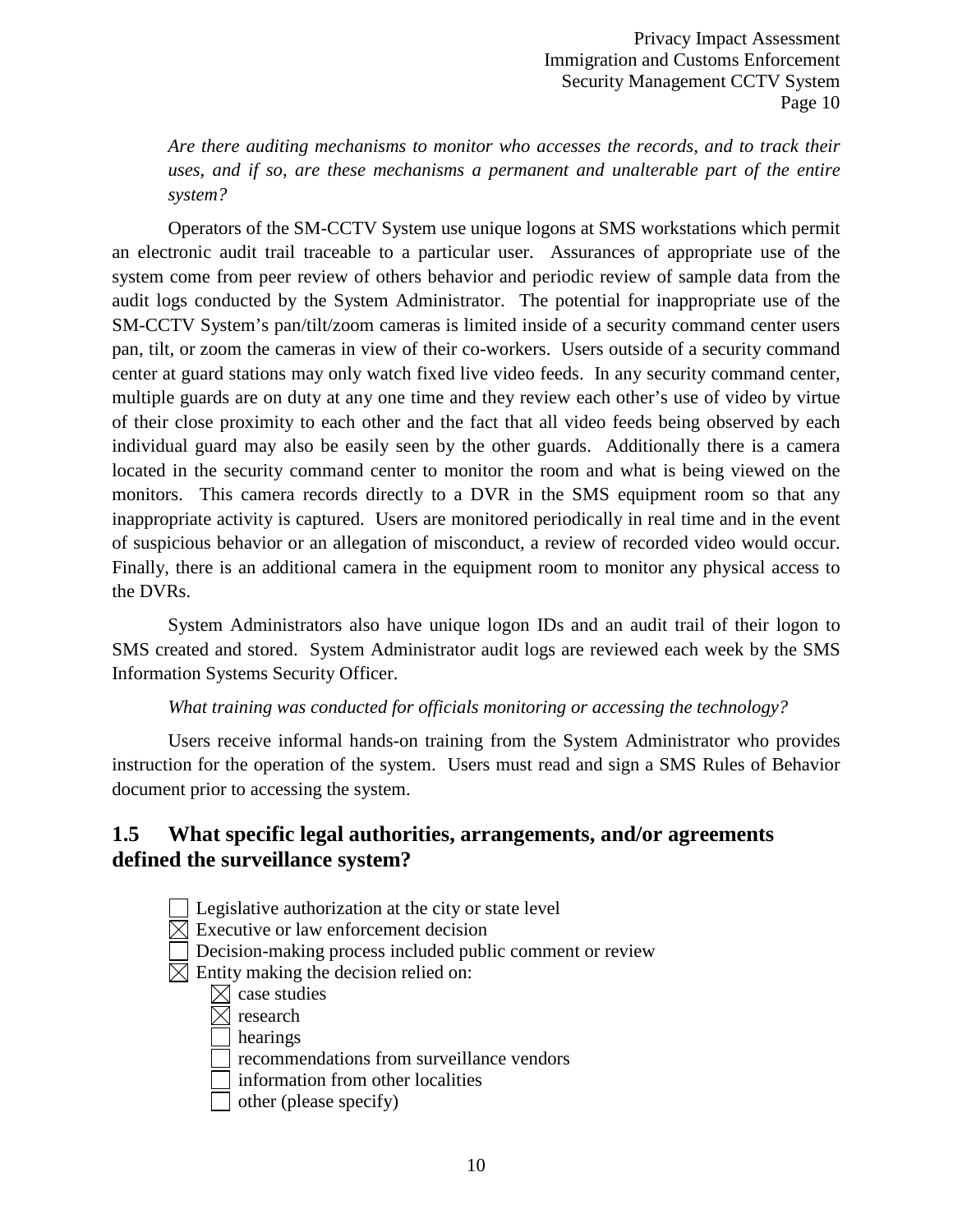*Are there auditing mechanisms to monitor who accesses the records, and to track their uses, and if so, are these mechanisms a permanent and unalterable part of the entire system?*

Operators of the SM-CCTV System use unique logons at SMS workstations which permit an electronic audit trail traceable to a particular user. Assurances of appropriate use of the system come from peer review of others behavior and periodic review of sample data from the audit logs conducted by the System Administrator. The potential for inappropriate use of the SM-CCTV System's pan/tilt/zoom cameras is limited inside of a security command center users pan, tilt, or zoom the cameras in view of their co-workers. Users outside of a security command center at guard stations may only watch fixed live video feeds. In any security command center, multiple guards are on duty at any one time and they review each other's use of video by virtue of their close proximity to each other and the fact that all video feeds being observed by each individual guard may also be easily seen by the other guards. Additionally there is a camera located in the security command center to monitor the room and what is being viewed on the monitors. This camera records directly to a DVR in the SMS equipment room so that any inappropriate activity is captured. Users are monitored periodically in real time and in the event of suspicious behavior or an allegation of misconduct, a review of recorded video would occur. Finally, there is an additional camera in the equipment room to monitor any physical access to the DVRs.

System Administrators also have unique logon IDs and an audit trail of their logon to SMS created and stored. System Administrator audit logs are reviewed each week by the SMS Information Systems Security Officer.

*What training was conducted for officials monitoring or accessing the technology?*

Users receive informal hands-on training from the System Administrator who provides instruction for the operation of the system. Users must read and sign a SMS Rules of Behavior document prior to accessing the system.

## 1.5 What specific legal authorities, arrangements, and/or agreements defined the surveillance system?

- ☐ Legislative authorization at the city or state level
- ☒ Executive or law enforcement decision
- ☐ Decision-making process included public comment or review
- ☒ Entity making the decision relied on:
  - ☒ case studies
  - ☒ research
  - ☐ hearings
  - ☐ recommendations from surveillance vendors
  - ☐ information from other localities
  - ☐ other (please specify)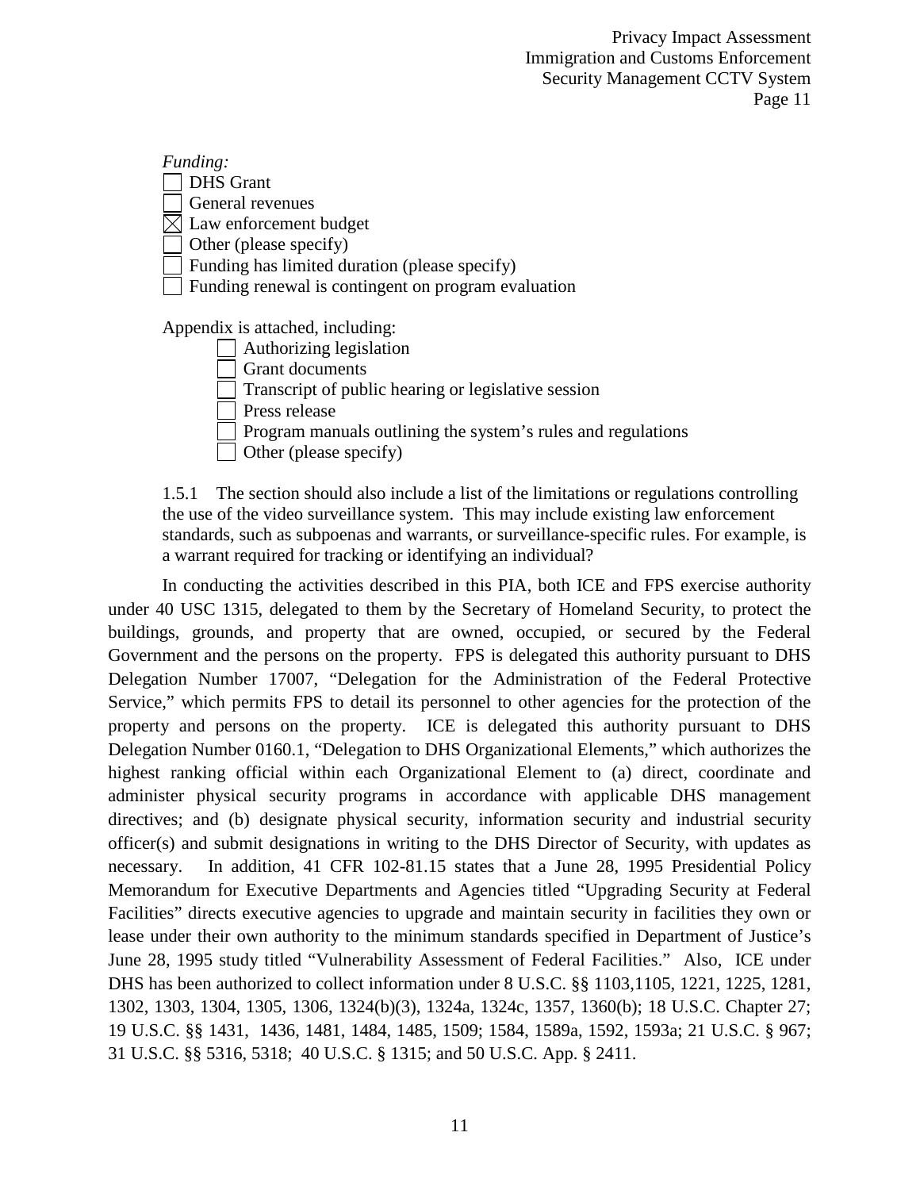*Funding:*

- ☐ DHS Grant
- ☐ General revenues
- ☒ Law enforcement budget
- ☐ Other (please specify)
- ☐ Funding has limited duration (please specify)
- ☐ Funding renewal is contingent on program evaluation

Appendix is attached, including:

- ☐ Authorizing legislation
- ☐ Grant documents
- ☐ Transcript of public hearing or legislative session
- ☐ Press release
- ☐ Program manuals outlining the system's rules and regulations
- ☐ Other (please specify)

1.5.1 The section should also include a list of the limitations or regulations controlling the use of the video surveillance system. This may include existing law enforcement standards, such as subpoenas and warrants, or surveillance-specific rules. For example, is a warrant required for tracking or identifying an individual?

In conducting the activities described in this PIA, both ICE and FPS exercise authority under 40 USC 1315, delegated to them by the Secretary of Homeland Security, to protect the buildings, grounds, and property that are owned, occupied, or secured by the Federal Government and the persons on the property. FPS is delegated this authority pursuant to DHS Delegation Number 17007, "Delegation for the Administration of the Federal Protective Service," which permits FPS to detail its personnel to other agencies for the protection of the property and persons on the property. ICE is delegated this authority pursuant to DHS Delegation Number 0160.1, "Delegation to DHS Organizational Elements," which authorizes the highest ranking official within each Organizational Element to (a) direct, coordinate and administer physical security programs in accordance with applicable DHS management directives; and (b) designate physical security, information security and industrial security officer(s) and submit designations in writing to the DHS Director of Security, with updates as necessary. In addition, 41 CFR 102-81.15 states that a June 28, 1995 Presidential Policy Memorandum for Executive Departments and Agencies titled "Upgrading Security at Federal Facilities" directs executive agencies to upgrade and maintain security in facilities they own or lease under their own authority to the minimum standards specified in Department of Justice's June 28, 1995 study titled "Vulnerability Assessment of Federal Facilities." Also, ICE under DHS has been authorized to collect information under 8 U.S.C. §§ 1103,1105, 1221, 1225, 1281, 1302, 1303, 1304, 1305, 1306, 1324(b)(3), 1324a, 1324c, 1357, 1360(b); 18 U.S.C. Chapter 27; 19 U.S.C. §§ 1431, 1436, 1481, 1484, 1485, 1509; 1584, 1589a, 1592, 1593a; 21 U.S.C. § 967; 31 U.S.C. §§ 5316, 5318; 40 U.S.C. § 1315; and 50 U.S.C. App. § 2411.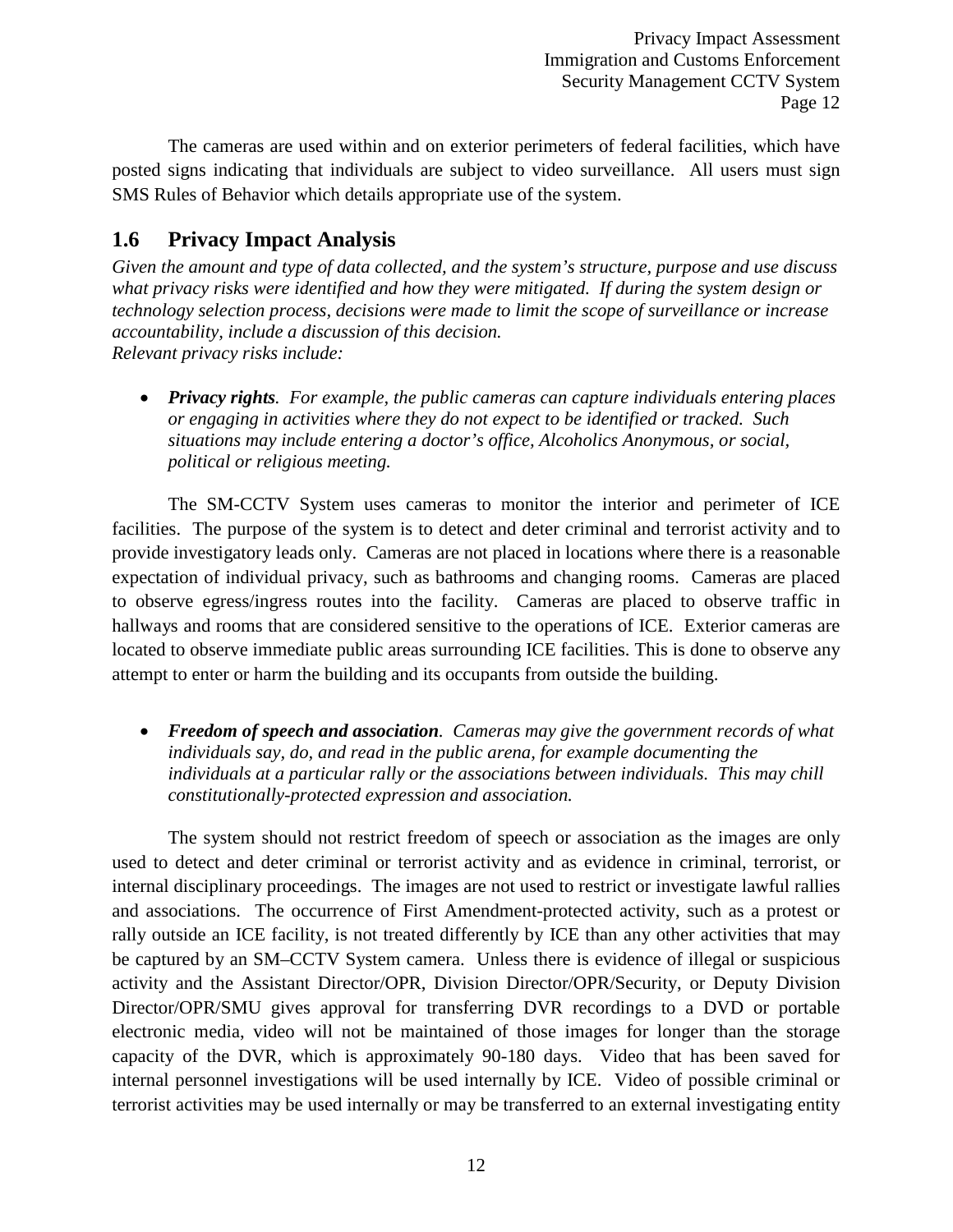The cameras are used within and on exterior perimeters of federal facilities, which have posted signs indicating that individuals are subject to video surveillance. All users must sign SMS Rules of Behavior which details appropriate use of the system.

## 1.6 Privacy Impact Analysis

*Given the amount and type of data collected, and the system's structure, purpose and use discuss what privacy risks were identified and how they were mitigated. If during the system design or technology selection process, decisions were made to limit the scope of surveillance or increase accountability, include a discussion of this decision.*
*Relevant privacy risks include:*

- ***Privacy rights**. For example, the public cameras can capture individuals entering places or engaging in activities where they do not expect to be identified or tracked. Such situations may include entering a doctor's office, Alcoholics Anonymous, or social, political or religious meeting.*

The SM-CCTV System uses cameras to monitor the interior and perimeter of ICE facilities. The purpose of the system is to detect and deter criminal and terrorist activity and to provide investigatory leads only. Cameras are not placed in locations where there is a reasonable expectation of individual privacy, such as bathrooms and changing rooms. Cameras are placed to observe egress/ingress routes into the facility. Cameras are placed to observe traffic in hallways and rooms that are considered sensitive to the operations of ICE. Exterior cameras are located to observe immediate public areas surrounding ICE facilities. This is done to observe any attempt to enter or harm the building and its occupants from outside the building.

- ***Freedom of speech and association**. Cameras may give the government records of what individuals say, do, and read in the public arena, for example documenting the individuals at a particular rally or the associations between individuals. This may chill constitutionally-protected expression and association.*

The system should not restrict freedom of speech or association as the images are only used to detect and deter criminal or terrorist activity and as evidence in criminal, terrorist, or internal disciplinary proceedings. The images are not used to restrict or investigate lawful rallies and associations. The occurrence of First Amendment-protected activity, such as a protest or rally outside an ICE facility, is not treated differently by ICE than any other activities that may be captured by an SM–CCTV System camera. Unless there is evidence of illegal or suspicious activity and the Assistant Director/OPR, Division Director/OPR/Security, or Deputy Division Director/OPR/SMU gives approval for transferring DVR recordings to a DVD or portable electronic media, video will not be maintained of those images for longer than the storage capacity of the DVR, which is approximately 90-180 days. Video that has been saved for internal personnel investigations will be used internally by ICE. Video of possible criminal or terrorist activities may be used internally or may be transferred to an external investigating entity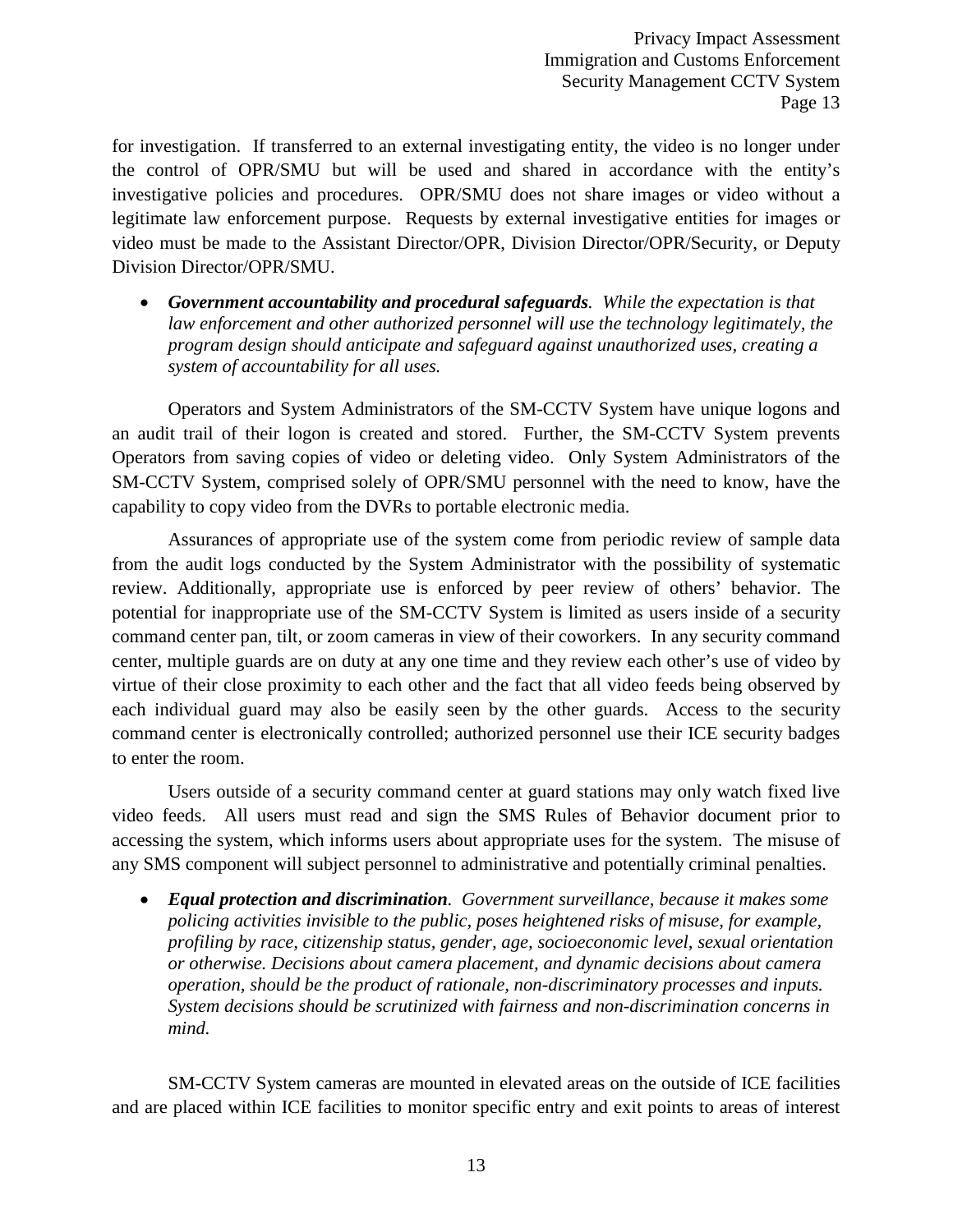for investigation. If transferred to an external investigating entity, the video is no longer under the control of OPR/SMU but will be used and shared in accordance with the entity's investigative policies and procedures. OPR/SMU does not share images or video without a legitimate law enforcement purpose. Requests by external investigative entities for images or video must be made to the Assistant Director/OPR, Division Director/OPR/Security, or Deputy Division Director/OPR/SMU.

- ***Government accountability and procedural safeguards****.* *While the expectation is that law enforcement and other authorized personnel will use the technology legitimately, the program design should anticipate and safeguard against unauthorized uses, creating a system of accountability for all uses.*

Operators and System Administrators of the SM-CCTV System have unique logons and an audit trail of their logon is created and stored. Further, the SM-CCTV System prevents Operators from saving copies of video or deleting video. Only System Administrators of the SM-CCTV System, comprised solely of OPR/SMU personnel with the need to know, have the capability to copy video from the DVRs to portable electronic media.

Assurances of appropriate use of the system come from periodic review of sample data from the audit logs conducted by the System Administrator with the possibility of systematic review. Additionally, appropriate use is enforced by peer review of others' behavior. The potential for inappropriate use of the SM-CCTV System is limited as users inside of a security command center pan, tilt, or zoom cameras in view of their coworkers. In any security command center, multiple guards are on duty at any one time and they review each other's use of video by virtue of their close proximity to each other and the fact that all video feeds being observed by each individual guard may also be easily seen by the other guards. Access to the security command center is electronically controlled; authorized personnel use their ICE security badges to enter the room.

Users outside of a security command center at guard stations may only watch fixed live video feeds. All users must read and sign the SMS Rules of Behavior document prior to accessing the system, which informs users about appropriate uses for the system. The misuse of any SMS component will subject personnel to administrative and potentially criminal penalties.

- ***Equal protection and discrimination****.* *Government surveillance, because it makes some policing activities invisible to the public, poses heightened risks of misuse, for example, profiling by race, citizenship status, gender, age, socioeconomic level, sexual orientation or otherwise. Decisions about camera placement, and dynamic decisions about camera operation, should be the product of rationale, non-discriminatory processes and inputs. System decisions should be scrutinized with fairness and non-discrimination concerns in mind.*

SM-CCTV System cameras are mounted in elevated areas on the outside of ICE facilities and are placed within ICE facilities to monitor specific entry and exit points to areas of interest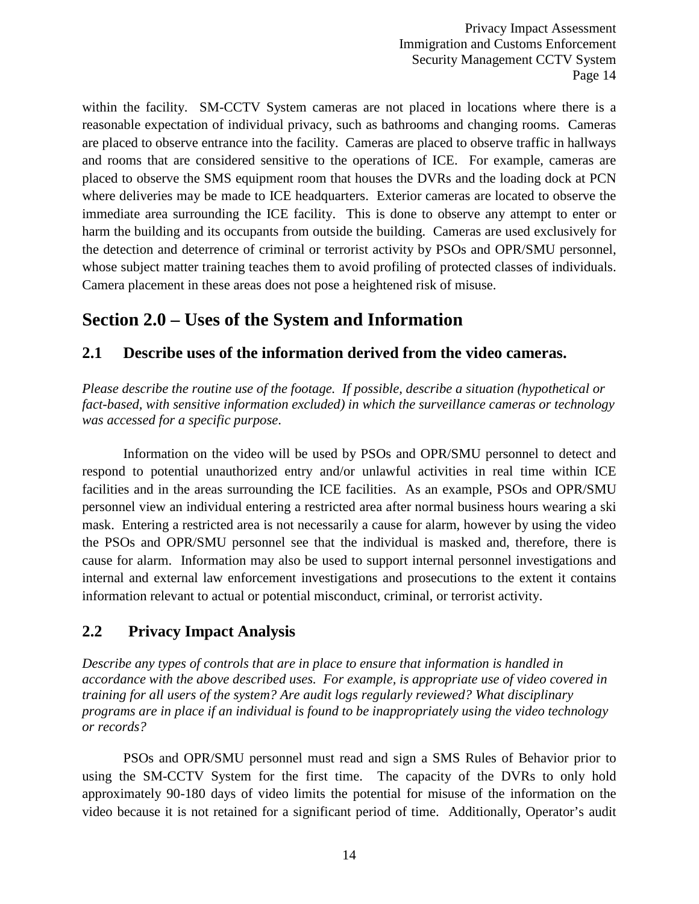within the facility. SM-CCTV System cameras are not placed in locations where there is a reasonable expectation of individual privacy, such as bathrooms and changing rooms. Cameras are placed to observe entrance into the facility. Cameras are placed to observe traffic in hallways and rooms that are considered sensitive to the operations of ICE. For example, cameras are placed to observe the SMS equipment room that houses the DVRs and the loading dock at PCN where deliveries may be made to ICE headquarters. Exterior cameras are located to observe the immediate area surrounding the ICE facility. This is done to observe any attempt to enter or harm the building and its occupants from outside the building. Cameras are used exclusively for the detection and deterrence of criminal or terrorist activity by PSOs and OPR/SMU personnel, whose subject matter training teaches them to avoid profiling of protected classes of individuals. Camera placement in these areas does not pose a heightened risk of misuse.

# Section 2.0 – Uses of the System and Information

## 2.1 Describe uses of the information derived from the video cameras.

*Please describe the routine use of the footage. If possible, describe a situation (hypothetical or fact-based, with sensitive information excluded) in which the surveillance cameras or technology was accessed for a specific purpose.*

Information on the video will be used by PSOs and OPR/SMU personnel to detect and respond to potential unauthorized entry and/or unlawful activities in real time within ICE facilities and in the areas surrounding the ICE facilities. As an example, PSOs and OPR/SMU personnel view an individual entering a restricted area after normal business hours wearing a ski mask. Entering a restricted area is not necessarily a cause for alarm, however by using the video the PSOs and OPR/SMU personnel see that the individual is masked and, therefore, there is cause for alarm. Information may also be used to support internal personnel investigations and internal and external law enforcement investigations and prosecutions to the extent it contains information relevant to actual or potential misconduct, criminal, or terrorist activity.

## 2.2 Privacy Impact Analysis

*Describe any types of controls that are in place to ensure that information is handled in accordance with the above described uses. For example, is appropriate use of video covered in training for all users of the system? Are audit logs regularly reviewed? What disciplinary programs are in place if an individual is found to be inappropriately using the video technology or records?*

PSOs and OPR/SMU personnel must read and sign a SMS Rules of Behavior prior to using the SM-CCTV System for the first time. The capacity of the DVRs to only hold approximately 90-180 days of video limits the potential for misuse of the information on the video because it is not retained for a significant period of time. Additionally, Operator's audit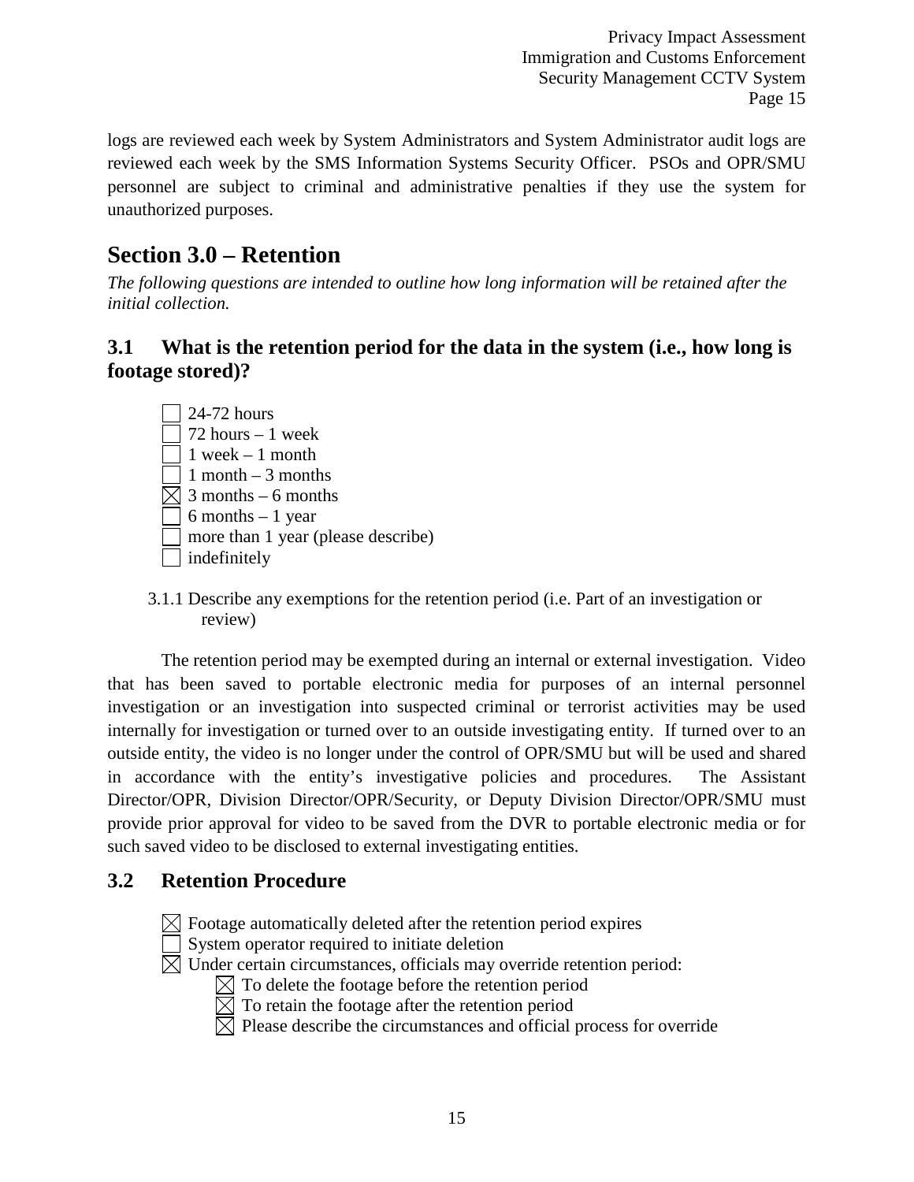logs are reviewed each week by System Administrators and System Administrator audit logs are reviewed each week by the SMS Information Systems Security Officer. PSOs and OPR/SMU personnel are subject to criminal and administrative penalties if they use the system for unauthorized purposes.

# Section 3.0 – Retention

*The following questions are intended to outline how long information will be retained after the initial collection.*

## 3.1 What is the retention period for the data in the system (i.e., how long is footage stored)?

- ☐ 24-72 hours
- ☐ 72 hours – 1 week
- ☐ 1 week – 1 month
- ☐ 1 month – 3 months
- ☒ 3 months – 6 months
- ☐ 6 months – 1 year
- ☐ more than 1 year (please describe)
- ☐ indefinitely

3.1.1 Describe any exemptions for the retention period (i.e. Part of an investigation or review)

The retention period may be exempted during an internal or external investigation. Video that has been saved to portable electronic media for purposes of an internal personnel investigation or an investigation into suspected criminal or terrorist activities may be used internally for investigation or turned over to an outside investigating entity. If turned over to an outside entity, the video is no longer under the control of OPR/SMU but will be used and shared in accordance with the entity's investigative policies and procedures. The Assistant Director/OPR, Division Director/OPR/Security, or Deputy Division Director/OPR/SMU must provide prior approval for video to be saved from the DVR to portable electronic media or for such saved video to be disclosed to external investigating entities.

## 3.2 Retention Procedure

- ☒ Footage automatically deleted after the retention period expires
- ☐ System operator required to initiate deletion
- ☒ Under certain circumstances, officials may override retention period:
  - ☒ To delete the footage before the retention period
  - ☒ To retain the footage after the retention period
  - ☒ Please describe the circumstances and official process for override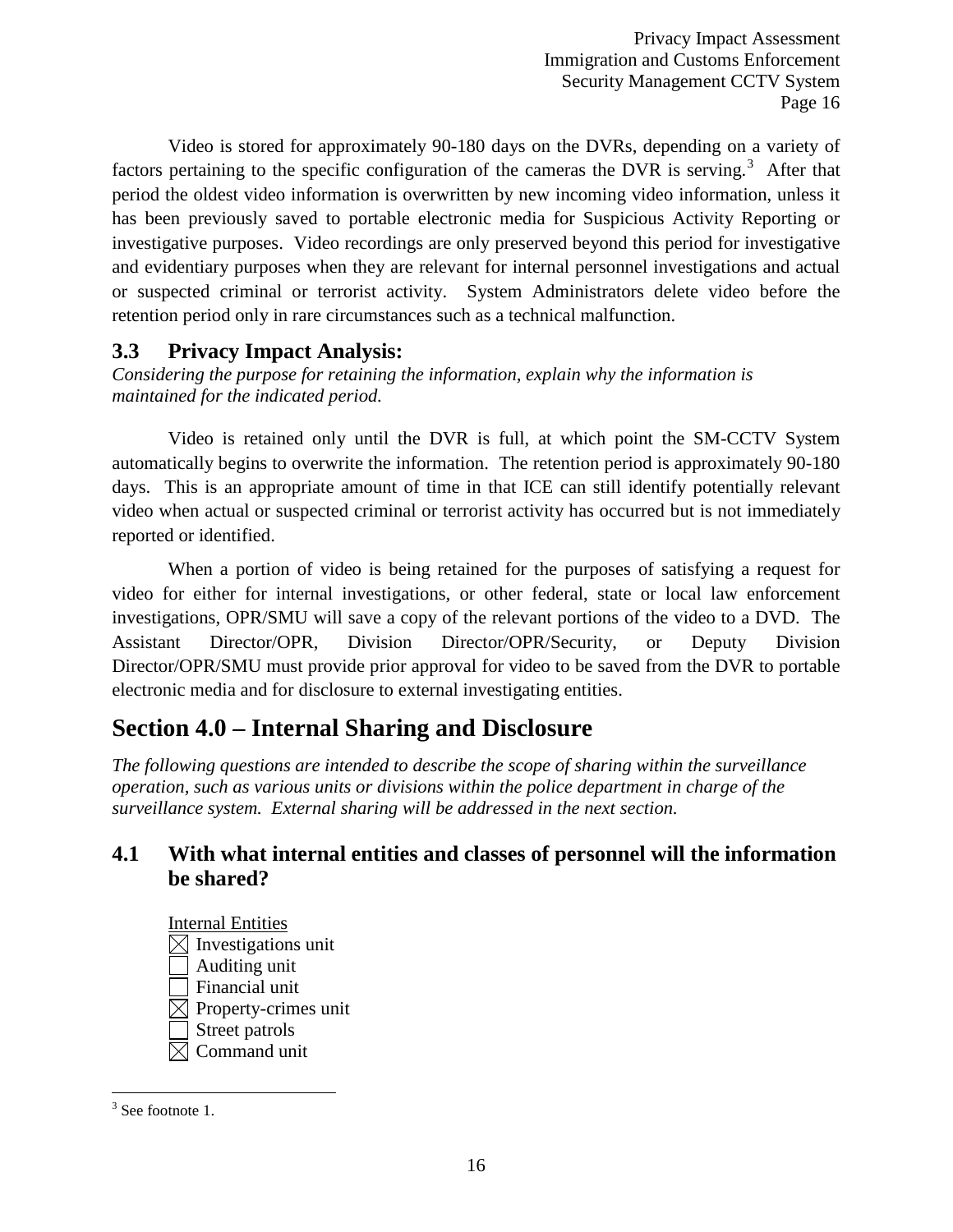Video is stored for approximately 90-180 days on the DVRs, depending on a variety of factors pertaining to the specific configuration of the cameras the DVR is serving.[3] After that period the oldest video information is overwritten by new incoming video information, unless it has been previously saved to portable electronic media for Suspicious Activity Reporting or investigative purposes. Video recordings are only preserved beyond this period for investigative and evidentiary purposes when they are relevant for internal personnel investigations and actual or suspected criminal or terrorist activity. System Administrators delete video before the retention period only in rare circumstances such as a technical malfunction.

## 3.3 Privacy Impact Analysis:

*Considering the purpose for retaining the information, explain why the information is maintained for the indicated period.*

Video is retained only until the DVR is full, at which point the SM-CCTV System automatically begins to overwrite the information. The retention period is approximately 90-180 days. This is an appropriate amount of time in that ICE can still identify potentially relevant video when actual or suspected criminal or terrorist activity has occurred but is not immediately reported or identified.

When a portion of video is being retained for the purposes of satisfying a request for video for either for internal investigations, or other federal, state or local law enforcement investigations, OPR/SMU will save a copy of the relevant portions of the video to a DVD. The Assistant Director/OPR, Division Director/OPR/Security, or Deputy Division Director/OPR/SMU must provide prior approval for video to be saved from the DVR to portable electronic media and for disclosure to external investigating entities.

# Section 4.0 – Internal Sharing and Disclosure

*The following questions are intended to describe the scope of sharing within the surveillance operation, such as various units or divisions within the police department in charge of the surveillance system. External sharing will be addressed in the next section.*

## 4.1 With what internal entities and classes of personnel will the information be shared?

Internal Entities

- ☒ Investigations unit
- ☐ Auditing unit
- ☐ Financial unit
- ☒ Property-crimes unit
- ☐ Street patrols
- ☒ Command unit

[3] See footnote 1.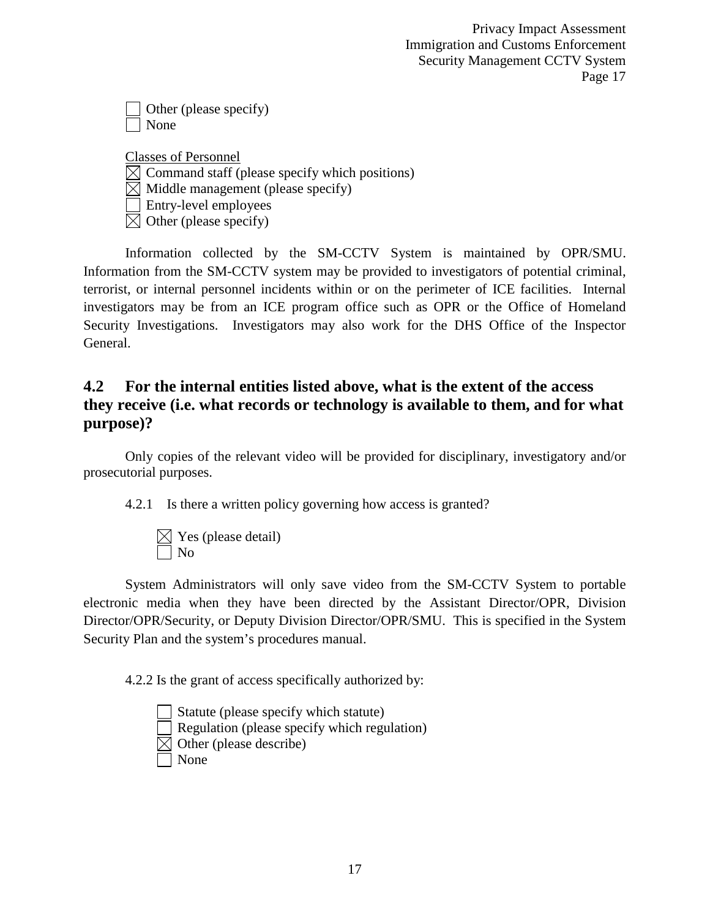☐ Other (please specify)
☐ None

Classes of Personnel
☒ Command staff (please specify which positions)
☒ Middle management (please specify)
☐ Entry-level employees
☒ Other (please specify)

Information collected by the SM-CCTV System is maintained by OPR/SMU. Information from the SM-CCTV system may be provided to investigators of potential criminal, terrorist, or internal personnel incidents within or on the perimeter of ICE facilities. Internal investigators may be from an ICE program office such as OPR or the Office of Homeland Security Investigations. Investigators may also work for the DHS Office of the Inspector General.

## 4.2 For the internal entities listed above, what is the extent of the access they receive (i.e. what records or technology is available to them, and for what purpose)?

Only copies of the relevant video will be provided for disciplinary, investigatory and/or prosecutorial purposes.

4.2.1 Is there a written policy governing how access is granted?

☒ Yes (please detail)
☐ No

System Administrators will only save video from the SM-CCTV System to portable electronic media when they have been directed by the Assistant Director/OPR, Division Director/OPR/Security, or Deputy Division Director/OPR/SMU. This is specified in the System Security Plan and the system's procedures manual.

4.2.2 Is the grant of access specifically authorized by:

☐ Statute (please specify which statute)
☐ Regulation (please specify which regulation)
☒ Other (please describe)
☐ None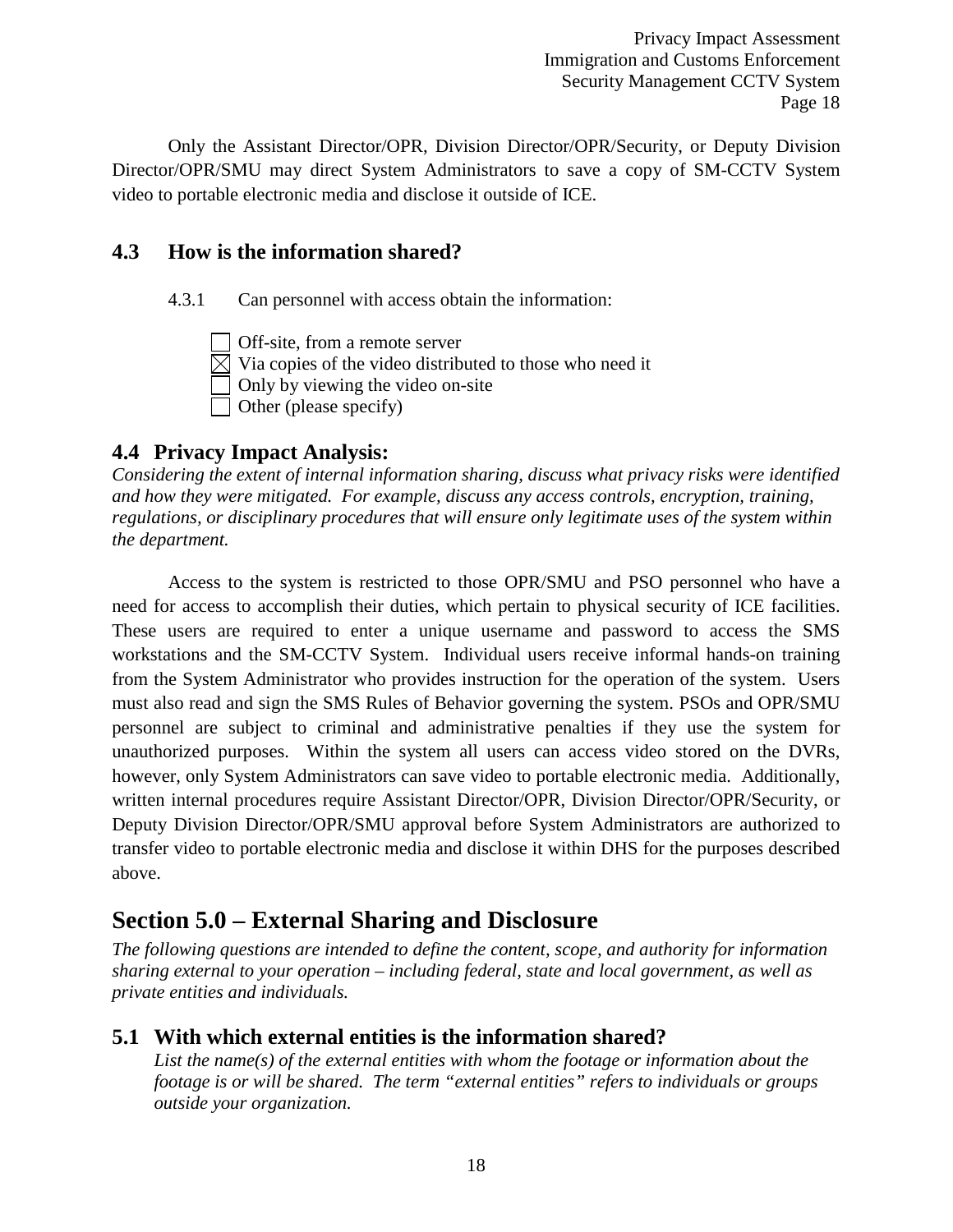Only the Assistant Director/OPR, Division Director/OPR/Security, or Deputy Division Director/OPR/SMU may direct System Administrators to save a copy of SM-CCTV System video to portable electronic media and disclose it outside of ICE.

## 4.3 How is the information shared?

4.3.1 Can personnel with access obtain the information:

- ☐ Off-site, from a remote server
- ☒ Via copies of the video distributed to those who need it
- ☐ Only by viewing the video on-site
- ☐ Other (please specify)

## 4.4 Privacy Impact Analysis:

*Considering the extent of internal information sharing, discuss what privacy risks were identified and how they were mitigated. For example, discuss any access controls, encryption, training, regulations, or disciplinary procedures that will ensure only legitimate uses of the system within the department.*

Access to the system is restricted to those OPR/SMU and PSO personnel who have a need for access to accomplish their duties, which pertain to physical security of ICE facilities. These users are required to enter a unique username and password to access the SMS workstations and the SM-CCTV System. Individual users receive informal hands-on training from the System Administrator who provides instruction for the operation of the system. Users must also read and sign the SMS Rules of Behavior governing the system. PSOs and OPR/SMU personnel are subject to criminal and administrative penalties if they use the system for unauthorized purposes. Within the system all users can access video stored on the DVRs, however, only System Administrators can save video to portable electronic media. Additionally, written internal procedures require Assistant Director/OPR, Division Director/OPR/Security, or Deputy Division Director/OPR/SMU approval before System Administrators are authorized to transfer video to portable electronic media and disclose it within DHS for the purposes described above.

# Section 5.0 – External Sharing and Disclosure

*The following questions are intended to define the content, scope, and authority for information sharing external to your operation – including federal, state and local government, as well as private entities and individuals.*

## 5.1 With which external entities is the information shared?

*List the name(s) of the external entities with whom the footage or information about the footage is or will be shared. The term "external entities" refers to individuals or groups outside your organization.*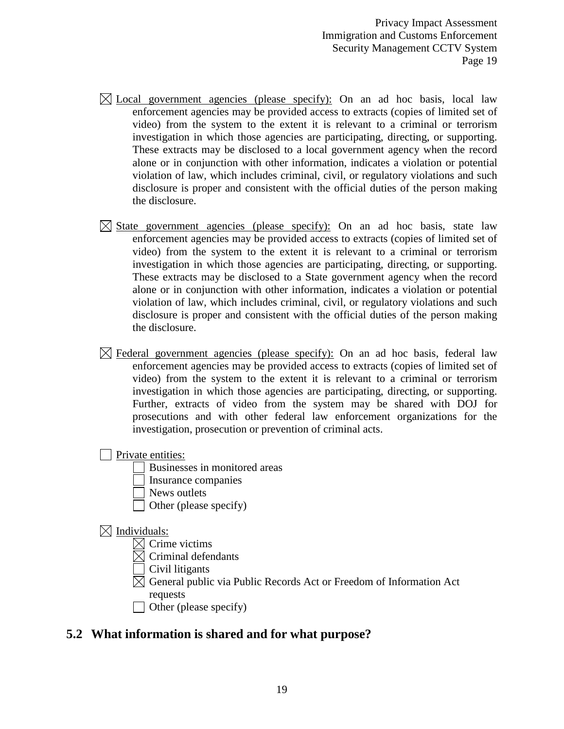- ☒ <u>Local government agencies (please specify):</u> On an ad hoc basis, local law enforcement agencies may be provided access to extracts (copies of limited set of video) from the system to the extent it is relevant to a criminal or terrorism investigation in which those agencies are participating, directing, or supporting. These extracts may be disclosed to a local government agency when the record alone or in conjunction with other information, indicates a violation or potential violation of law, which includes criminal, civil, or regulatory violations and such disclosure is proper and consistent with the official duties of the person making the disclosure.

- ☒ <u>State government agencies (please specify):</u> On an ad hoc basis, state law enforcement agencies may be provided access to extracts (copies of limited set of video) from the system to the extent it is relevant to a criminal or terrorism investigation in which those agencies are participating, directing, or supporting. These extracts may be disclosed to a State government agency when the record alone or in conjunction with other information, indicates a violation or potential violation of law, which includes criminal, civil, or regulatory violations and such disclosure is proper and consistent with the official duties of the person making the disclosure.

- ☒ <u>Federal government agencies (please specify):</u> On an ad hoc basis, federal law enforcement agencies may be provided access to extracts (copies of limited set of video) from the system to the extent it is relevant to a criminal or terrorism investigation in which those agencies are participating, directing, or supporting. Further, extracts of video from the system may be shared with DOJ for prosecutions and with other federal law enforcement organizations for the investigation, prosecution or prevention of criminal acts.

- ☐ <u>Private entities:</u>
  - ☐ Businesses in monitored areas
  - ☐ Insurance companies
  - ☐ News outlets
  - ☐ Other (please specify)

- ☒ <u>Individuals:</u>
  - ☒ Crime victims
  - ☒ Criminal defendants
  - ☐ Civil litigants
  - ☒ General public via Public Records Act or Freedom of Information Act requests
  - ☐ Other (please specify)

## 5.2 What information is shared and for what purpose?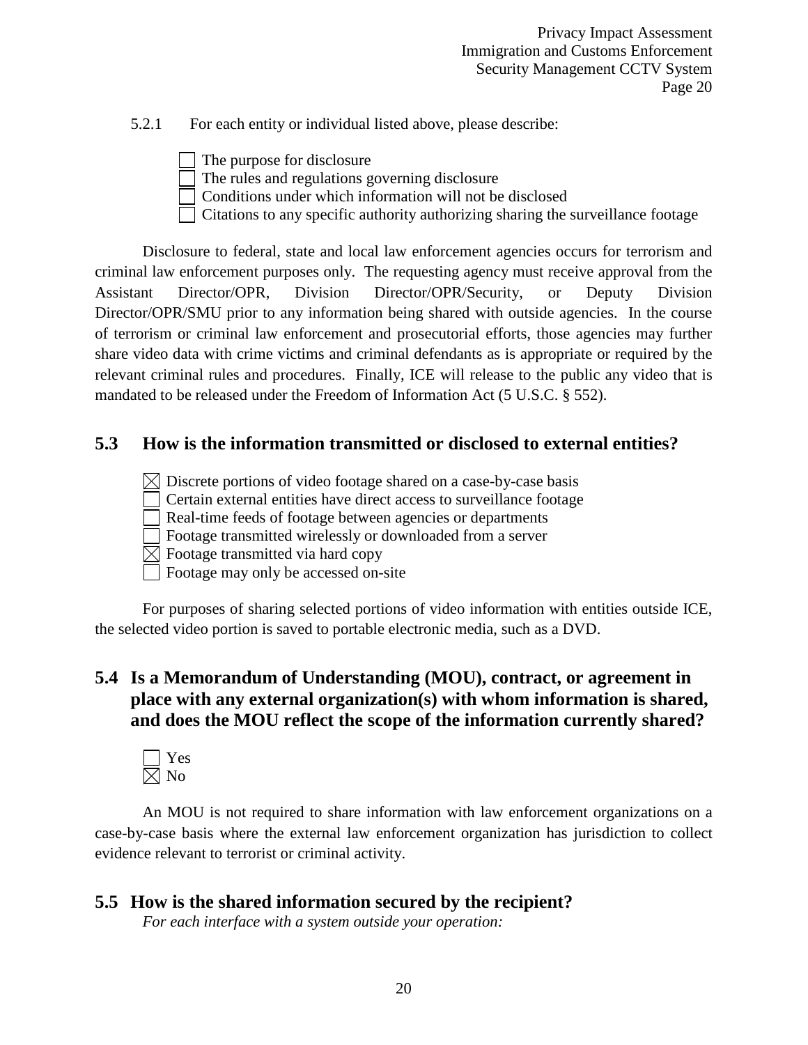5.2.1 For each entity or individual listed above, please describe:

- [ ] The purpose for disclosure
- [ ] The rules and regulations governing disclosure
- [ ] Conditions under which information will not be disclosed
- [ ] Citations to any specific authority authorizing sharing the surveillance footage

Disclosure to federal, state and local law enforcement agencies occurs for terrorism and criminal law enforcement purposes only. The requesting agency must receive approval from the Assistant Director/OPR, Division Director/OPR/Security, or Deputy Division Director/OPR/SMU prior to any information being shared with outside agencies. In the course of terrorism or criminal law enforcement and prosecutorial efforts, those agencies may further share video data with crime victims and criminal defendants as is appropriate or required by the relevant criminal rules and procedures. Finally, ICE will release to the public any video that is mandated to be released under the Freedom of Information Act (5 U.S.C. § 552).

## 5.3 How is the information transmitted or disclosed to external entities?

- [x] Discrete portions of video footage shared on a case-by-case basis
- [ ] Certain external entities have direct access to surveillance footage
- [ ] Real-time feeds of footage between agencies or departments
- [ ] Footage transmitted wirelessly or downloaded from a server
- [x] Footage transmitted via hard copy
- [ ] Footage may only be accessed on-site

For purposes of sharing selected portions of video information with entities outside ICE, the selected video portion is saved to portable electronic media, such as a DVD.

## 5.4 Is a Memorandum of Understanding (MOU), contract, or agreement in place with any external organization(s) with whom information is shared, and does the MOU reflect the scope of the information currently shared?

- [ ] Yes
- [x] No

An MOU is not required to share information with law enforcement organizations on a case-by-case basis where the external law enforcement organization has jurisdiction to collect evidence relevant to terrorist or criminal activity.

## 5.5 How is the shared information secured by the recipient?

*For each interface with a system outside your operation:*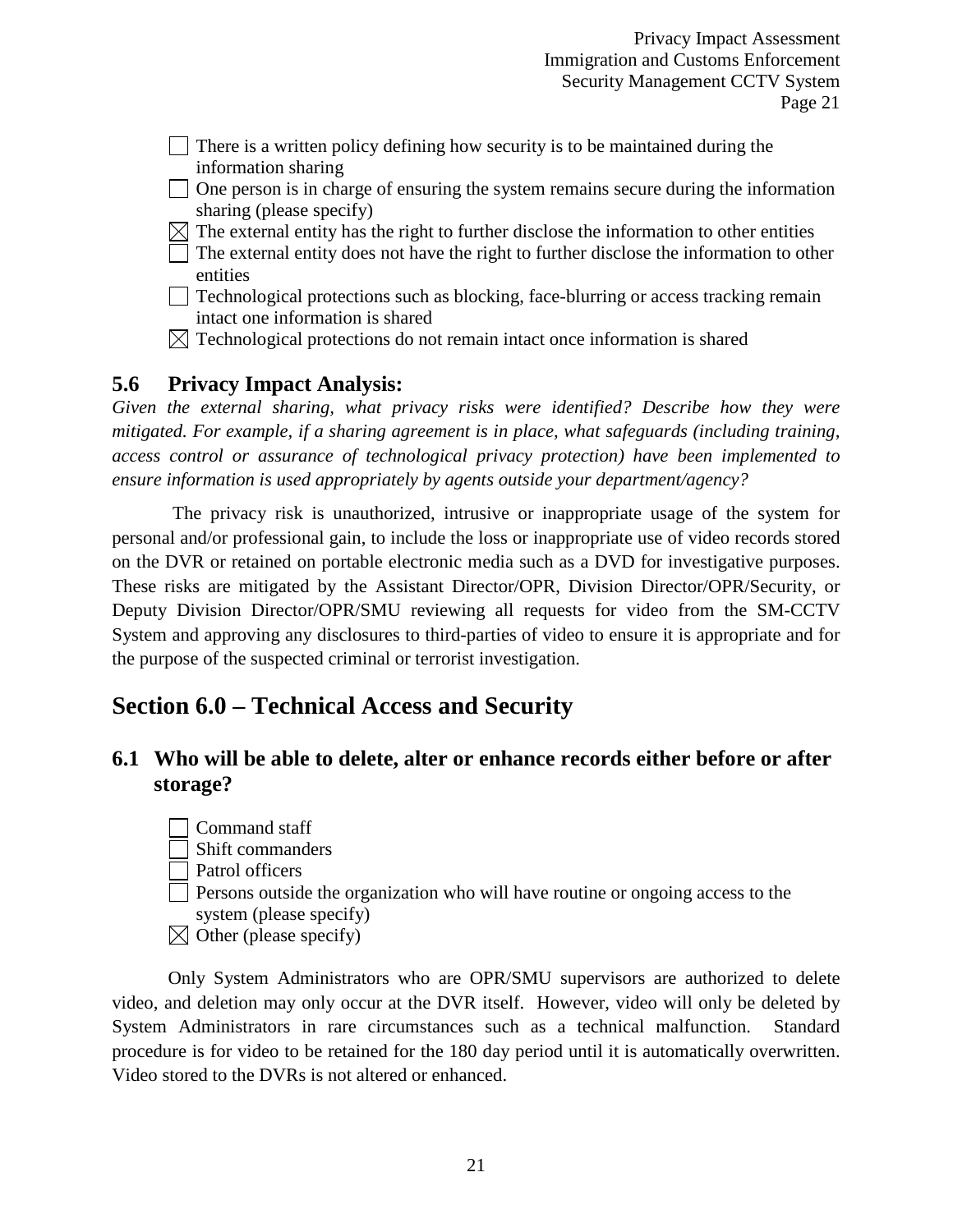- [ ] There is a written policy defining how security is to be maintained during the information sharing
- [ ] One person is in charge of ensuring the system remains secure during the information sharing (please specify)
- [x] The external entity has the right to further disclose the information to other entities
- [ ] The external entity does not have the right to further disclose the information to other entities
- [ ] Technological protections such as blocking, face-blurring or access tracking remain intact one information is shared
- [x] Technological protections do not remain intact once information is shared

### 5.6 Privacy Impact Analysis:

*Given the external sharing, what privacy risks were identified? Describe how they were mitigated. For example, if a sharing agreement is in place, what safeguards (including training, access control or assurance of technological privacy protection) have been implemented to ensure information is used appropriately by agents outside your department/agency?*

The privacy risk is unauthorized, intrusive or inappropriate usage of the system for personal and/or professional gain, to include the loss or inappropriate use of video records stored on the DVR or retained on portable electronic media such as a DVD for investigative purposes. These risks are mitigated by the Assistant Director/OPR, Division Director/OPR/Security, or Deputy Division Director/OPR/SMU reviewing all requests for video from the SM-CCTV System and approving any disclosures to third-parties of video to ensure it is appropriate and for the purpose of the suspected criminal or terrorist investigation.

## Section 6.0 – Technical Access and Security

### 6.1 Who will be able to delete, alter or enhance records either before or after storage?

- [ ] Command staff
- [ ] Shift commanders
- [ ] Patrol officers
- [ ] Persons outside the organization who will have routine or ongoing access to the system (please specify)
- [x] Other (please specify)

Only System Administrators who are OPR/SMU supervisors are authorized to delete video, and deletion may only occur at the DVR itself. However, video will only be deleted by System Administrators in rare circumstances such as a technical malfunction. Standard procedure is for video to be retained for the 180 day period until it is automatically overwritten. Video stored to the DVRs is not altered or enhanced.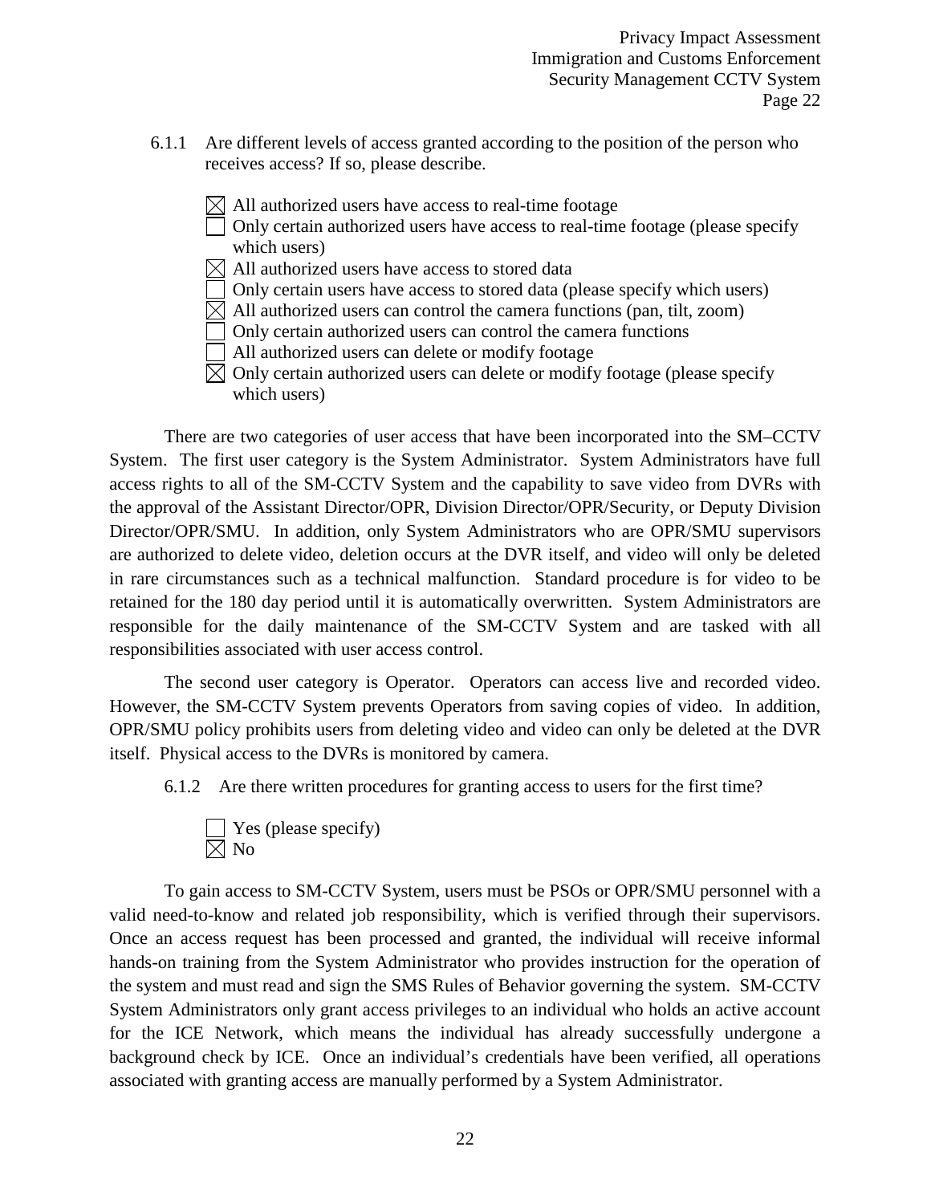6.1.1 Are different levels of access granted according to the position of the person who receives access? If so, please describe.

- ☒ All authorized users have access to real-time footage
- ☐ Only certain authorized users have access to real-time footage (please specify which users)
- ☒ All authorized users have access to stored data
- ☐ Only certain users have access to stored data (please specify which users)
- ☒ All authorized users can control the camera functions (pan, tilt, zoom)
- ☐ Only certain authorized users can control the camera functions
- ☐ All authorized users can delete or modify footage
- ☒ Only certain authorized users can delete or modify footage (please specify which users)

There are two categories of user access that have been incorporated into the SM–CCTV System. The first user category is the System Administrator. System Administrators have full access rights to all of the SM-CCTV System and the capability to save video from DVRs with the approval of the Assistant Director/OPR, Division Director/OPR/Security, or Deputy Division Director/OPR/SMU. In addition, only System Administrators who are OPR/SMU supervisors are authorized to delete video, deletion occurs at the DVR itself, and video will only be deleted in rare circumstances such as a technical malfunction. Standard procedure is for video to be retained for the 180 day period until it is automatically overwritten. System Administrators are responsible for the daily maintenance of the SM-CCTV System and are tasked with all responsibilities associated with user access control.

The second user category is Operator. Operators can access live and recorded video. However, the SM-CCTV System prevents Operators from saving copies of video. In addition, OPR/SMU policy prohibits users from deleting video and video can only be deleted at the DVR itself. Physical access to the DVRs is monitored by camera.

6.1.2 Are there written procedures for granting access to users for the first time?

- ☐ Yes (please specify)
- ☒ No

To gain access to SM-CCTV System, users must be PSOs or OPR/SMU personnel with a valid need-to-know and related job responsibility, which is verified through their supervisors. Once an access request has been processed and granted, the individual will receive informal hands-on training from the System Administrator who provides instruction for the operation of the system and must read and sign the SMS Rules of Behavior governing the system. SM-CCTV System Administrators only grant access privileges to an individual who holds an active account for the ICE Network, which means the individual has already successfully undergone a background check by ICE. Once an individual's credentials have been verified, all operations associated with granting access are manually performed by a System Administrator.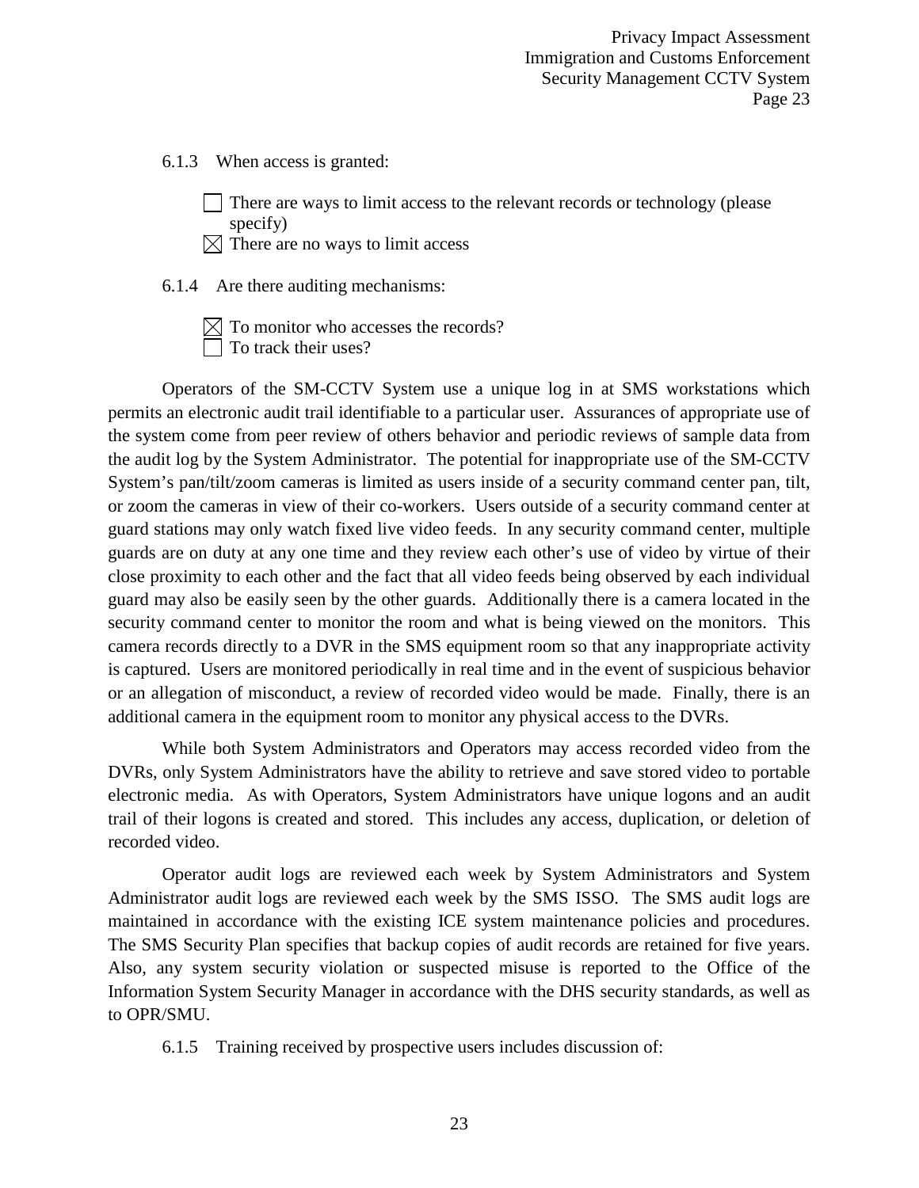6.1.3 When access is granted:

- ☐ There are ways to limit access to the relevant records or technology (please specify)
- ☒ There are no ways to limit access

6.1.4 Are there auditing mechanisms:

- ☒ To monitor who accesses the records?
- ☐ To track their uses?

Operators of the SM-CCTV System use a unique log in at SMS workstations which permits an electronic audit trail identifiable to a particular user. Assurances of appropriate use of the system come from peer review of others behavior and periodic reviews of sample data from the audit log by the System Administrator. The potential for inappropriate use of the SM-CCTV System's pan/tilt/zoom cameras is limited as users inside of a security command center pan, tilt, or zoom the cameras in view of their co-workers. Users outside of a security command center at guard stations may only watch fixed live video feeds. In any security command center, multiple guards are on duty at any one time and they review each other's use of video by virtue of their close proximity to each other and the fact that all video feeds being observed by each individual guard may also be easily seen by the other guards. Additionally there is a camera located in the security command center to monitor the room and what is being viewed on the monitors. This camera records directly to a DVR in the SMS equipment room so that any inappropriate activity is captured. Users are monitored periodically in real time and in the event of suspicious behavior or an allegation of misconduct, a review of recorded video would be made. Finally, there is an additional camera in the equipment room to monitor any physical access to the DVRs.

While both System Administrators and Operators may access recorded video from the DVRs, only System Administrators have the ability to retrieve and save stored video to portable electronic media. As with Operators, System Administrators have unique logons and an audit trail of their logons is created and stored. This includes any access, duplication, or deletion of recorded video.

Operator audit logs are reviewed each week by System Administrators and System Administrator audit logs are reviewed each week by the SMS ISSO. The SMS audit logs are maintained in accordance with the existing ICE system maintenance policies and procedures. The SMS Security Plan specifies that backup copies of audit records are retained for five years. Also, any system security violation or suspected misuse is reported to the Office of the Information System Security Manager in accordance with the DHS security standards, as well as to OPR/SMU.

6.1.5 Training received by prospective users includes discussion of: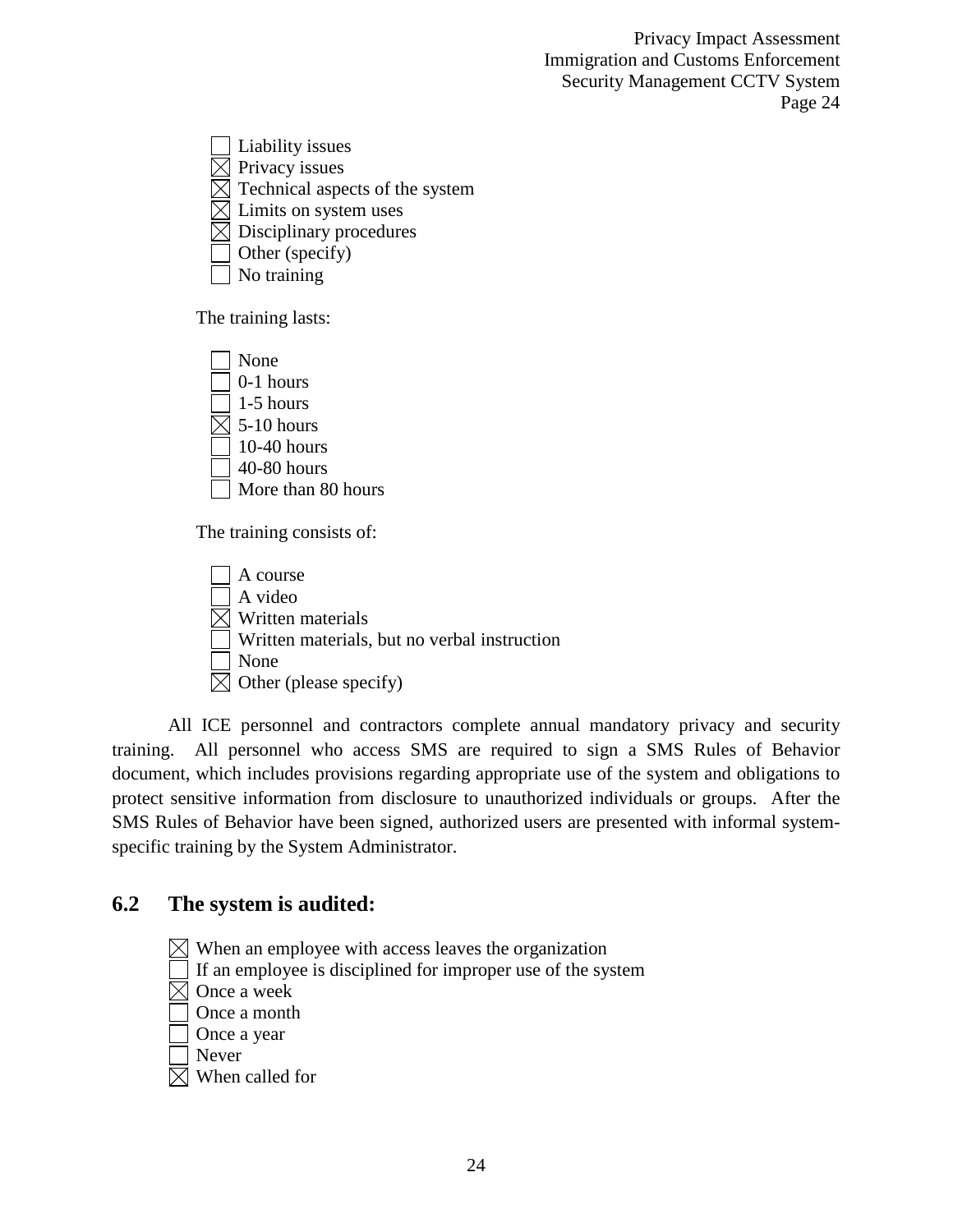- [ ] Liability issues
- [x] Privacy issues
- [x] Technical aspects of the system
- [x] Limits on system uses
- [x] Disciplinary procedures
- [ ] Other (specify)
- [ ] No training

The training lasts:

- [ ] None
- [ ] 0-1 hours
- [ ] 1-5 hours
- [x] 5-10 hours
- [ ] 10-40 hours
- [ ] 40-80 hours
- [ ] More than 80 hours

The training consists of:

- [ ] A course
- [ ] A video
- [x] Written materials
- [ ] Written materials, but no verbal instruction
- [ ] None
- [x] Other (please specify)

All ICE personnel and contractors complete annual mandatory privacy and security training. All personnel who access SMS are required to sign a SMS Rules of Behavior document, which includes provisions regarding appropriate use of the system and obligations to protect sensitive information from disclosure to unauthorized individuals or groups. After the SMS Rules of Behavior have been signed, authorized users are presented with informal system-specific training by the System Administrator.

## 6.2 The system is audited:

- [x] When an employee with access leaves the organization
- [ ] If an employee is disciplined for improper use of the system
- [x] Once a week
- [ ] Once a month
- [ ] Once a year
- [ ] Never
- [x] When called for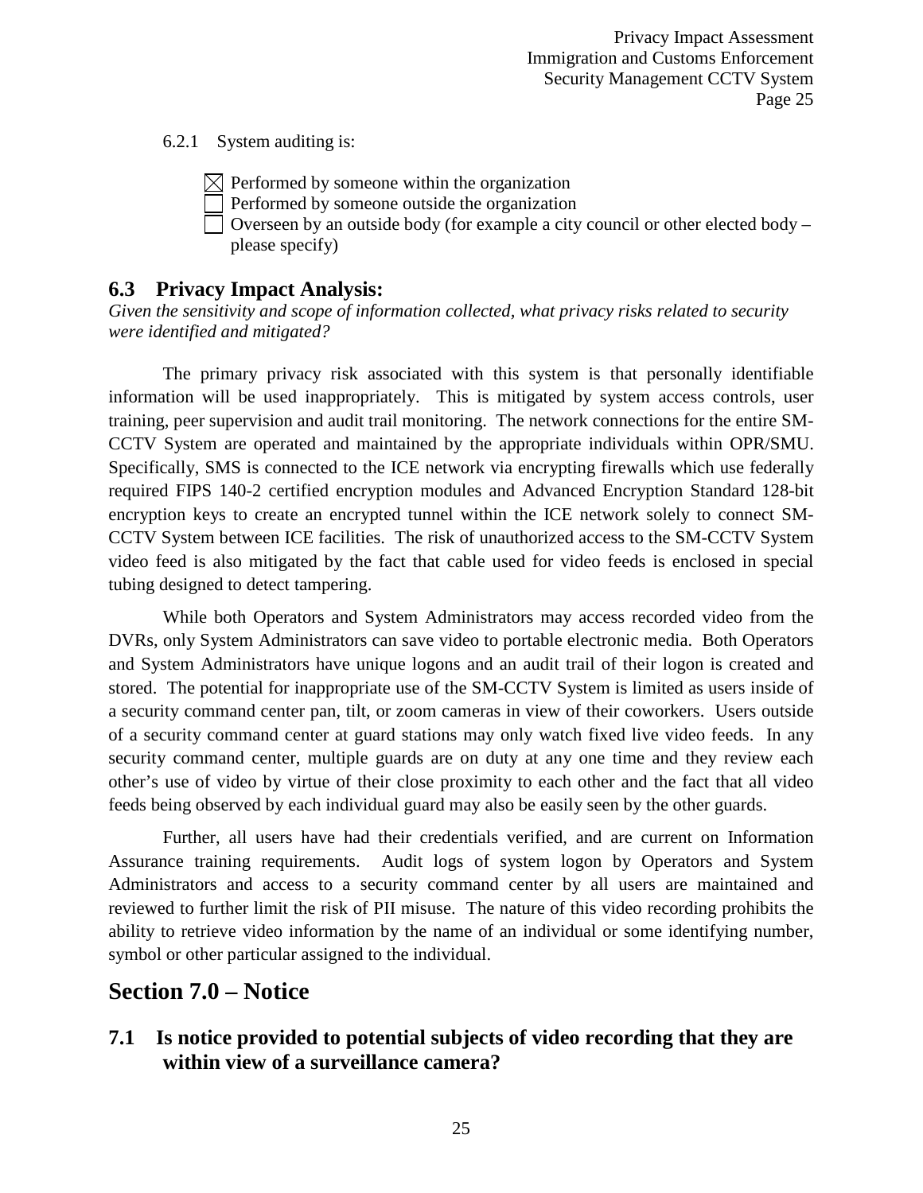6.2.1 System auditing is:

- ☒ Performed by someone within the organization
- ☐ Performed by someone outside the organization
- ☐ Overseen by an outside body (for example a city council or other elected body – please specify)

## 6.3 Privacy Impact Analysis:

*Given the sensitivity and scope of information collected, what privacy risks related to security were identified and mitigated?*

The primary privacy risk associated with this system is that personally identifiable information will be used inappropriately. This is mitigated by system access controls, user training, peer supervision and audit trail monitoring. The network connections for the entire SM-CCTV System are operated and maintained by the appropriate individuals within OPR/SMU. Specifically, SMS is connected to the ICE network via encrypting firewalls which use federally required FIPS 140-2 certified encryption modules and Advanced Encryption Standard 128-bit encryption keys to create an encrypted tunnel within the ICE network solely to connect SM-CCTV System between ICE facilities. The risk of unauthorized access to the SM-CCTV System video feed is also mitigated by the fact that cable used for video feeds is enclosed in special tubing designed to detect tampering.

While both Operators and System Administrators may access recorded video from the DVRs, only System Administrators can save video to portable electronic media. Both Operators and System Administrators have unique logons and an audit trail of their logon is created and stored. The potential for inappropriate use of the SM-CCTV System is limited as users inside of a security command center pan, tilt, or zoom cameras in view of their coworkers. Users outside of a security command center at guard stations may only watch fixed live video feeds. In any security command center, multiple guards are on duty at any one time and they review each other's use of video by virtue of their close proximity to each other and the fact that all video feeds being observed by each individual guard may also be easily seen by the other guards.

Further, all users have had their credentials verified, and are current on Information Assurance training requirements. Audit logs of system logon by Operators and System Administrators and access to a security command center by all users are maintained and reviewed to further limit the risk of PII misuse. The nature of this video recording prohibits the ability to retrieve video information by the name of an individual or some identifying number, symbol or other particular assigned to the individual.

# Section 7.0 – Notice

## 7.1 Is notice provided to potential subjects of video recording that they are within view of a surveillance camera?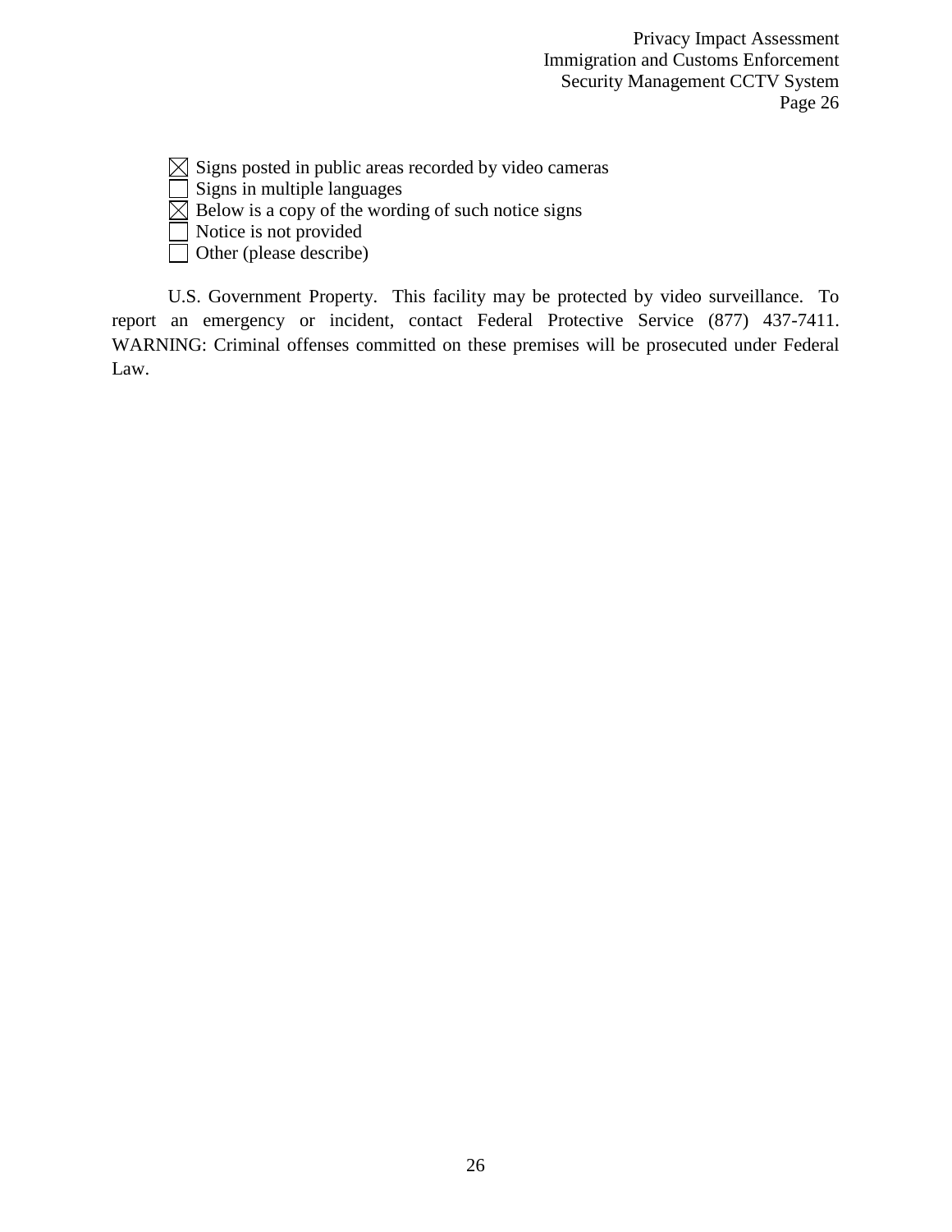- [x] Signs posted in public areas recorded by video cameras
- [ ] Signs in multiple languages
- [x] Below is a copy of the wording of such notice signs
- [ ] Notice is not provided
- [ ] Other (please describe)

U.S. Government Property. This facility may be protected by video surveillance. To report an emergency or incident, contact Federal Protective Service (877) 437-7411. WARNING: Criminal offenses committed on these premises will be prosecuted under Federal Law.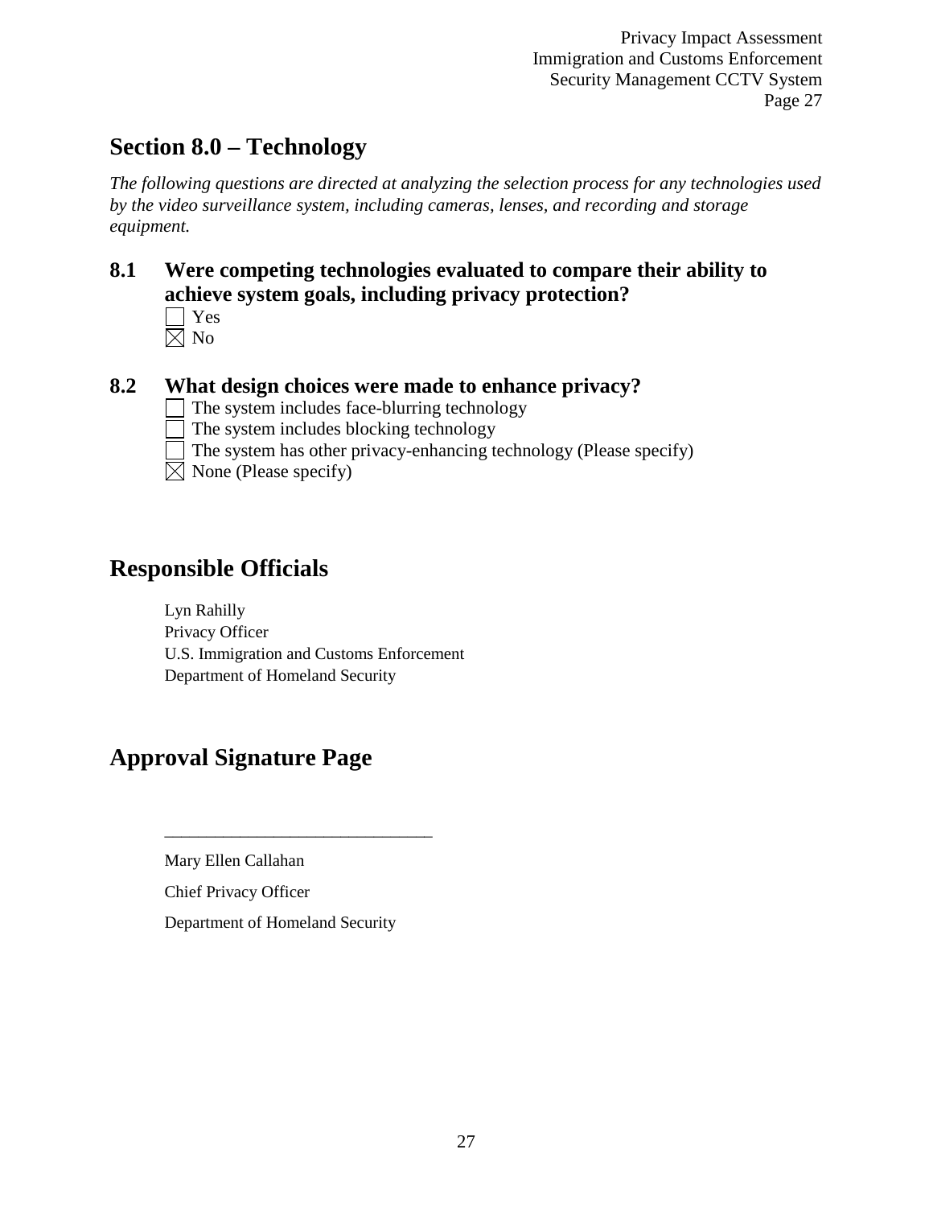## Section 8.0 – Technology

*The following questions are directed at analyzing the selection process for any technologies used by the video surveillance system, including cameras, lenses, and recording and storage equipment.*

### 8.1 Were competing technologies evaluated to compare their ability to achieve system goals, including privacy protection?

☐ Yes
☒ No

### 8.2 What design choices were made to enhance privacy?

☐ The system includes face-blurring technology
☐ The system includes blocking technology
☐ The system has other privacy-enhancing technology (Please specify)
☒ None (Please specify)

## Responsible Officials

Lyn Rahilly
Privacy Officer
U.S. Immigration and Customs Enforcement
Department of Homeland Security

## Approval Signature Page

\_\_\_\_\_\_\_\_\_\_\_\_\_\_\_\_\_\_\_\_\_\_\_\_\_\_\_\_\_\_\_\_

Mary Ellen Callahan

Chief Privacy Officer

Department of Homeland Security